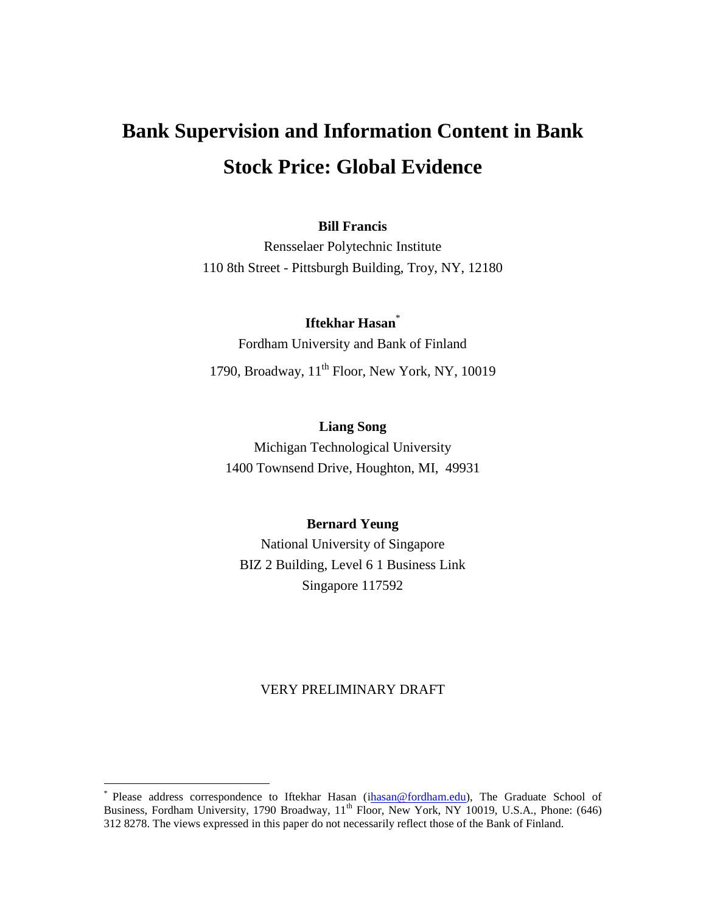# Bank Supervision and Information Content in Bank Stock Price: Global Evidence

**Bill Francis**

Rensselaer Polytechnic Institute

110 8th Street - Pittsburgh Building, Troy, NY, 12180

**Iftekhar Hasan**[*]

Fordham University and Bank of Finland

1790, Broadway, 11th Floor, New York, NY, 10019

**Liang Song**

Michigan Technological University

1400 Townsend Drive, Houghton, MI, 49931

**Bernard Yeung**

National University of Singapore

BIZ 2 Building, Level 6 1 Business Link

Singapore 117592

VERY PRELIMINARY DRAFT

---

[*] Please address correspondence to Iftekhar Hasan (ihasan@fordham.edu), The Graduate School of Business, Fordham University, 1790 Broadway, 11th Floor, New York, NY 10019, U.S.A., Phone: (646) 312 8278. The views expressed in this paper do not necessarily reflect those of the Bank of Finland.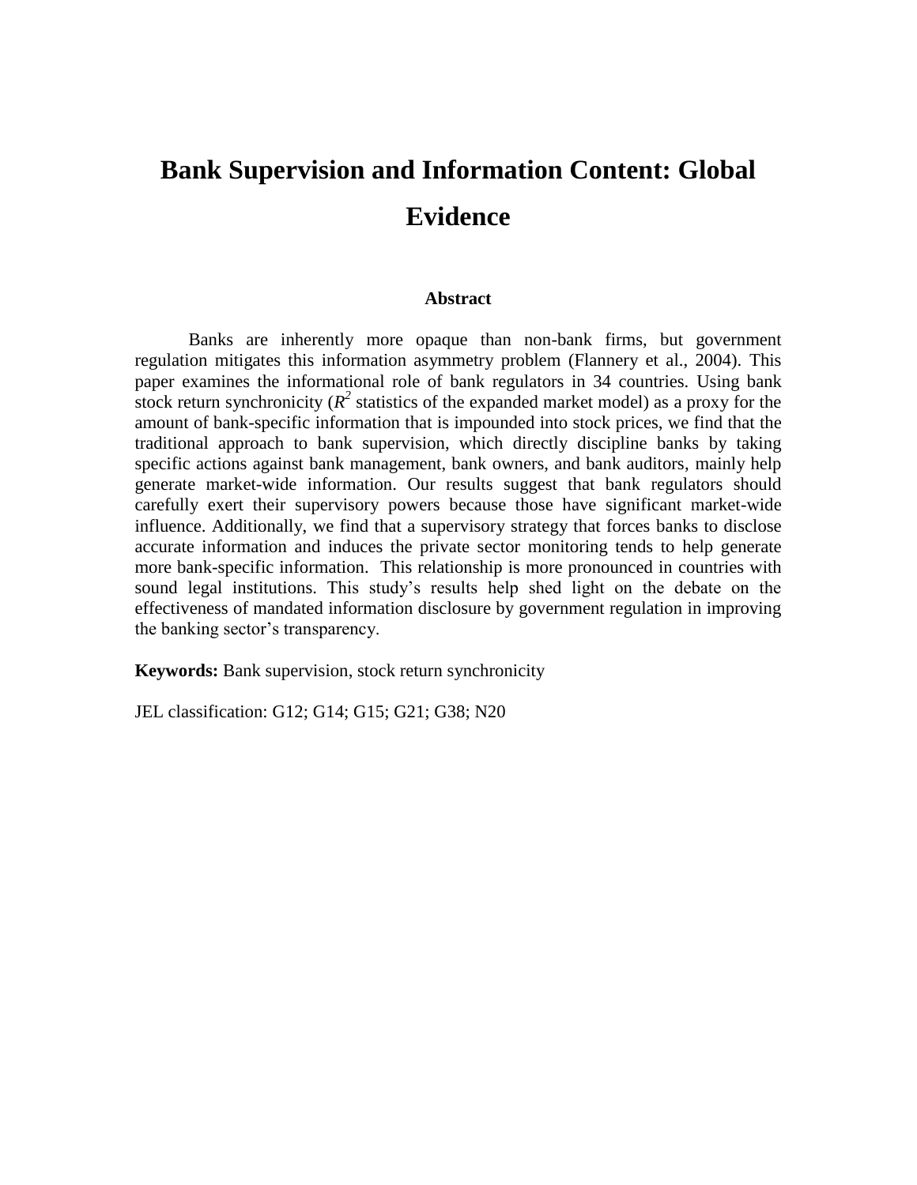# Bank Supervision and Information Content: Global Evidence

### Abstract

Banks are inherently more opaque than non-bank firms, but government regulation mitigates this information asymmetry problem (Flannery et al., 2004). This paper examines the informational role of bank regulators in 34 countries. Using bank stock return synchronicity ($R^2$ statistics of the expanded market model) as a proxy for the amount of bank-specific information that is impounded into stock prices, we find that the traditional approach to bank supervision, which directly discipline banks by taking specific actions against bank management, bank owners, and bank auditors, mainly help generate market-wide information. Our results suggest that bank regulators should carefully exert their supervisory powers because those have significant market-wide influence. Additionally, we find that a supervisory strategy that forces banks to disclose accurate information and induces the private sector monitoring tends to help generate more bank-specific information. This relationship is more pronounced in countries with sound legal institutions. This study's results help shed light on the debate on the effectiveness of mandated information disclosure by government regulation in improving the banking sector's transparency.

**Keywords:** Bank supervision, stock return synchronicity

JEL classification: G12; G14; G15; G21; G38; N20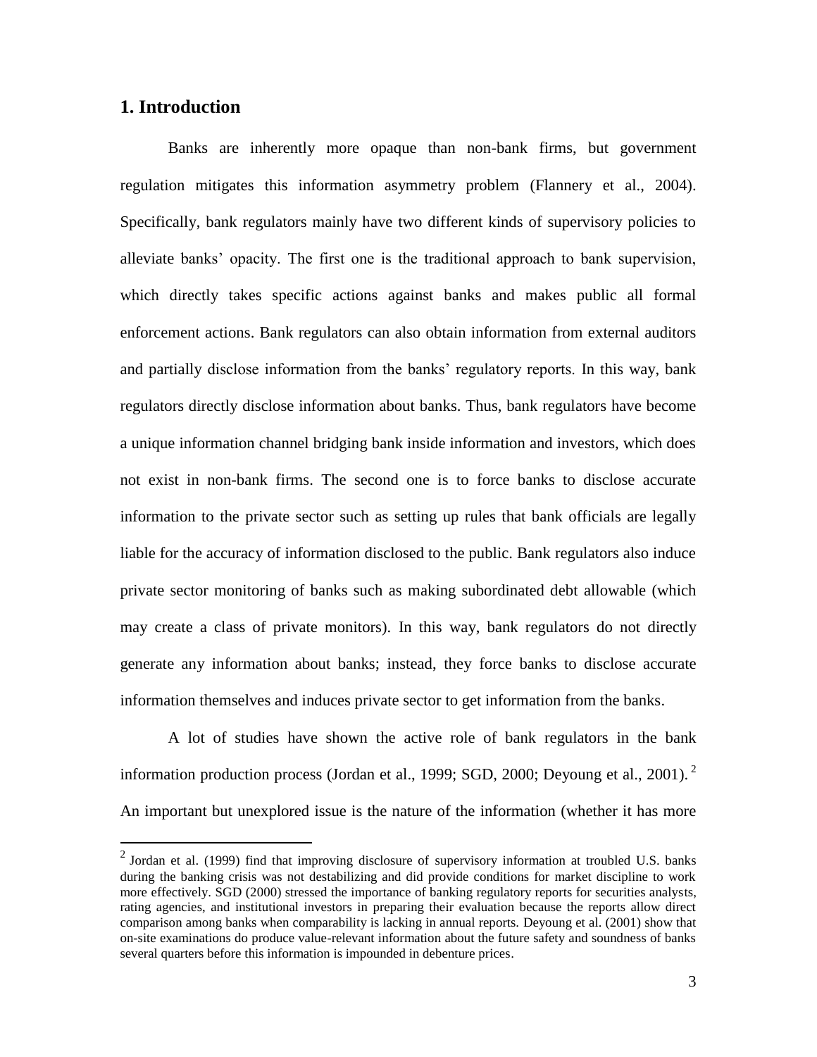## 1. Introduction

Banks are inherently more opaque than non-bank firms, but government regulation mitigates this information asymmetry problem (Flannery et al., 2004). Specifically, bank regulators mainly have two different kinds of supervisory policies to alleviate banks' opacity. The first one is the traditional approach to bank supervision, which directly takes specific actions against banks and makes public all formal enforcement actions. Bank regulators can also obtain information from external auditors and partially disclose information from the banks' regulatory reports. In this way, bank regulators directly disclose information about banks. Thus, bank regulators have become a unique information channel bridging bank inside information and investors, which does not exist in non-bank firms. The second one is to force banks to disclose accurate information to the private sector such as setting up rules that bank officials are legally liable for the accuracy of information disclosed to the public. Bank regulators also induce private sector monitoring of banks such as making subordinated debt allowable (which may create a class of private monitors). In this way, bank regulators do not directly generate any information about banks; instead, they force banks to disclose accurate information themselves and induces private sector to get information from the banks.

A lot of studies have shown the active role of bank regulators in the bank information production process (Jordan et al., 1999; SGD, 2000; Deyoung et al., 2001).[2] An important but unexplored issue is the nature of the information (whether it has more

[2] Jordan et al. (1999) find that improving disclosure of supervisory information at troubled U.S. banks during the banking crisis was not destabilizing and did provide conditions for market discipline to work more effectively. SGD (2000) stressed the importance of banking regulatory reports for securities analysts, rating agencies, and institutional investors in preparing their evaluation because the reports allow direct comparison among banks when comparability is lacking in annual reports. Deyoung et al. (2001) show that on-site examinations do produce value-relevant information about the future safety and soundness of banks several quarters before this information is impounded in debenture prices.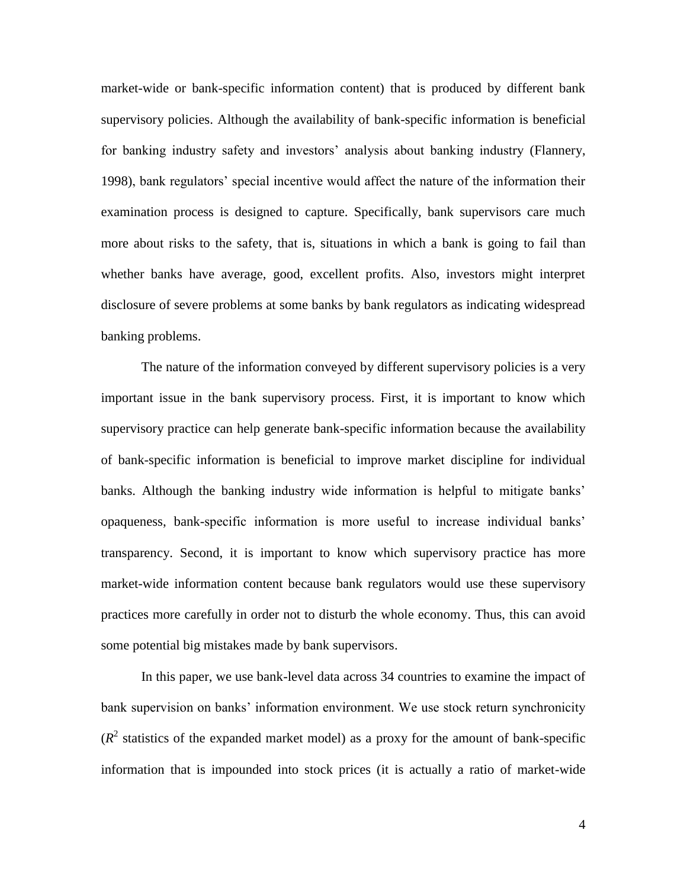market-wide or bank-specific information content) that is produced by different bank supervisory policies. Although the availability of bank-specific information is beneficial for banking industry safety and investors' analysis about banking industry (Flannery, 1998), bank regulators' special incentive would affect the nature of the information their examination process is designed to capture. Specifically, bank supervisors care much more about risks to the safety, that is, situations in which a bank is going to fail than whether banks have average, good, excellent profits. Also, investors might interpret disclosure of severe problems at some banks by bank regulators as indicating widespread banking problems.

The nature of the information conveyed by different supervisory policies is a very important issue in the bank supervisory process. First, it is important to know which supervisory practice can help generate bank-specific information because the availability of bank-specific information is beneficial to improve market discipline for individual banks. Although the banking industry wide information is helpful to mitigate banks' opaqueness, bank-specific information is more useful to increase individual banks' transparency. Second, it is important to know which supervisory practice has more market-wide information content because bank regulators would use these supervisory practices more carefully in order not to disturb the whole economy. Thus, this can avoid some potential big mistakes made by bank supervisors.

In this paper, we use bank-level data across 34 countries to examine the impact of bank supervision on banks' information environment. We use stock return synchronicity ($R^2$ statistics of the expanded market model) as a proxy for the amount of bank-specific information that is impounded into stock prices (it is actually a ratio of market-wide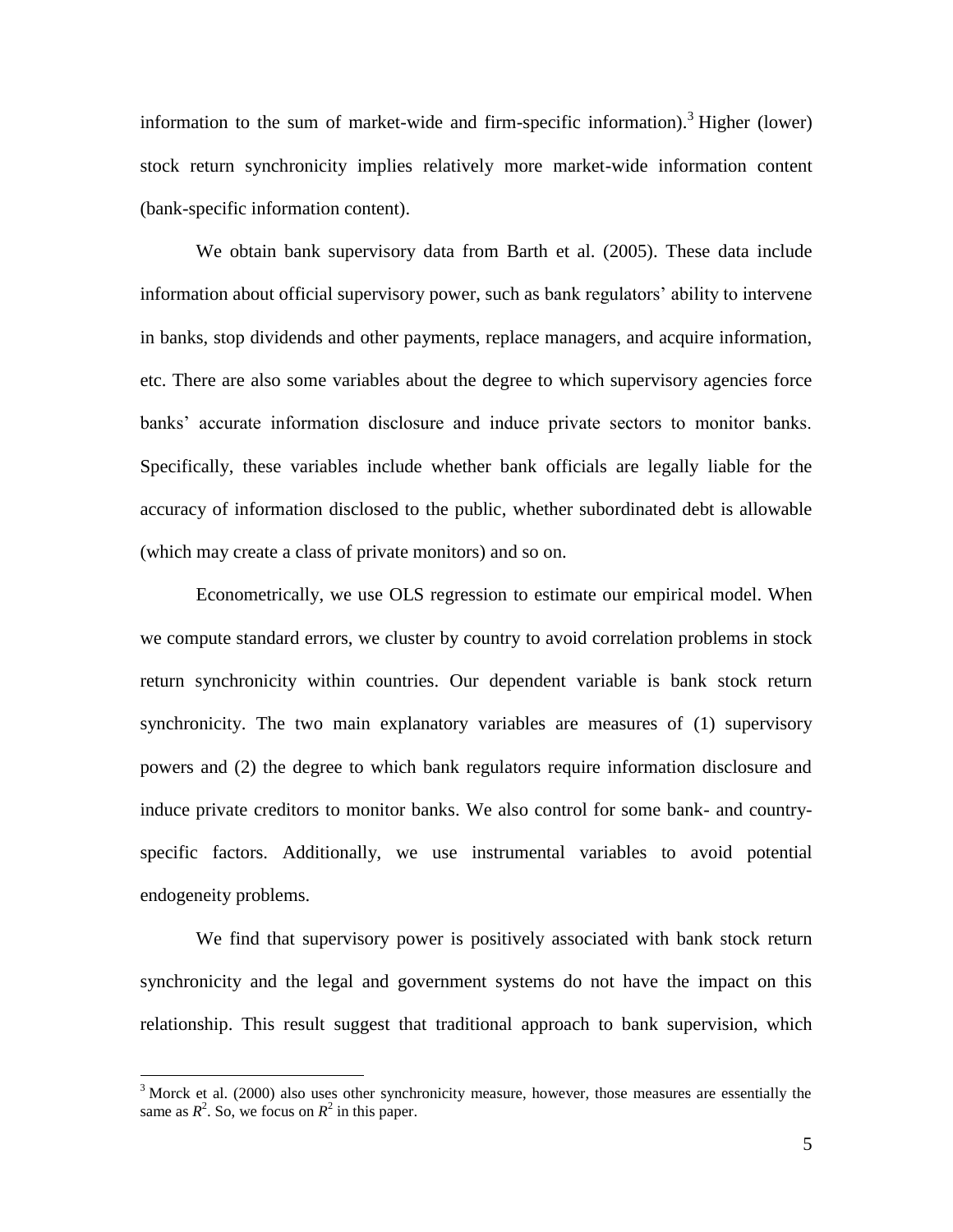information to the sum of market-wide and firm-specific information).[3] Higher (lower) stock return synchronicity implies relatively more market-wide information content (bank-specific information content).

We obtain bank supervisory data from Barth et al. (2005). These data include information about official supervisory power, such as bank regulators' ability to intervene in banks, stop dividends and other payments, replace managers, and acquire information, etc. There are also some variables about the degree to which supervisory agencies force banks' accurate information disclosure and induce private sectors to monitor banks. Specifically, these variables include whether bank officials are legally liable for the accuracy of information disclosed to the public, whether subordinated debt is allowable (which may create a class of private monitors) and so on.

Econometrically, we use OLS regression to estimate our empirical model. When we compute standard errors, we cluster by country to avoid correlation problems in stock return synchronicity within countries. Our dependent variable is bank stock return synchronicity. The two main explanatory variables are measures of (1) supervisory powers and (2) the degree to which bank regulators require information disclosure and induce private creditors to monitor banks. We also control for some bank- and country-specific factors. Additionally, we use instrumental variables to avoid potential endogeneity problems.

We find that supervisory power is positively associated with bank stock return synchronicity and the legal and government systems do not have the impact on this relationship. This result suggest that traditional approach to bank supervision, which

---

[3] Morck et al. (2000) also uses other synchronicity measure, however, those measures are essentially the same as $R^2$. So, we focus on $R^2$ in this paper.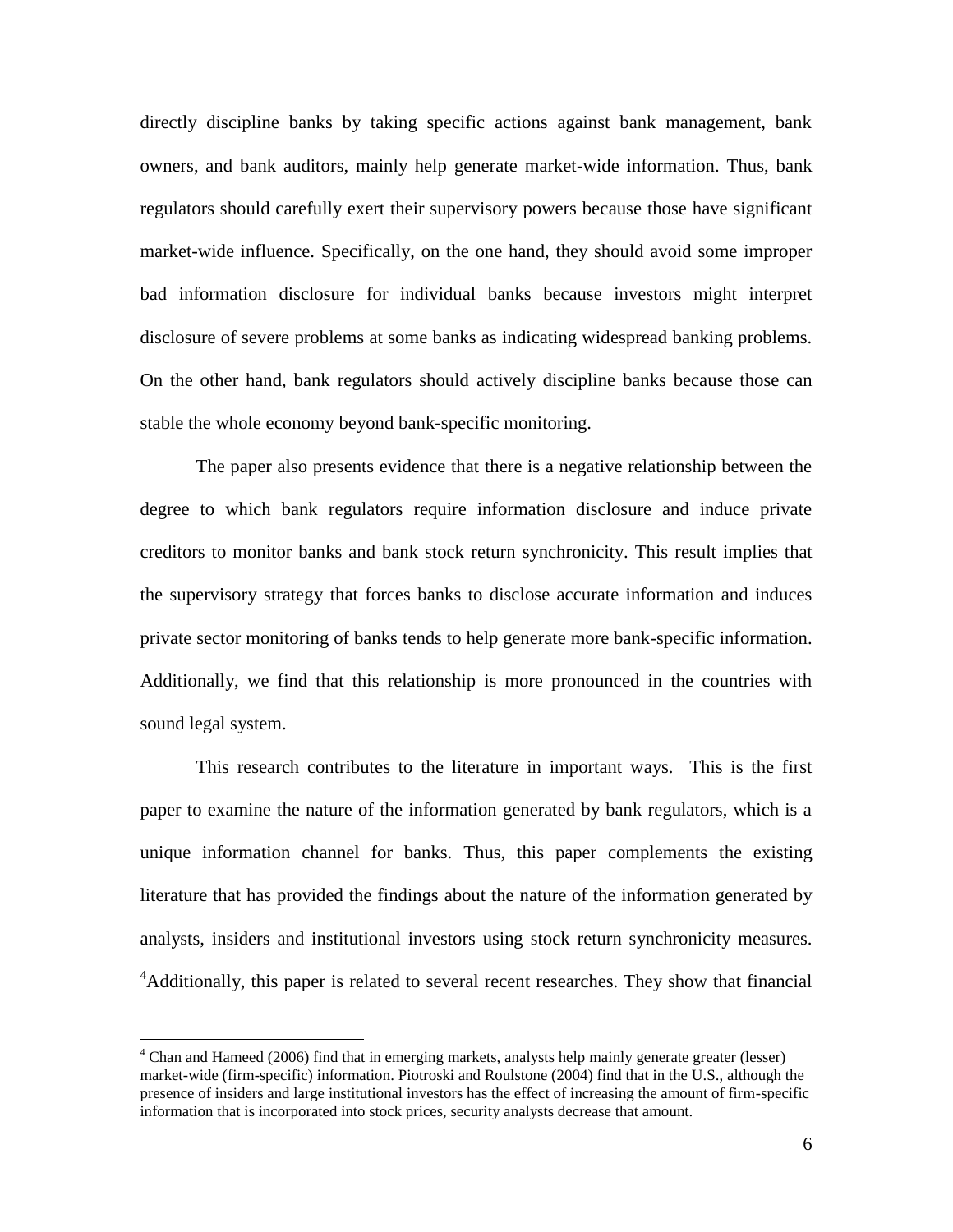directly discipline banks by taking specific actions against bank management, bank owners, and bank auditors, mainly help generate market-wide information. Thus, bank regulators should carefully exert their supervisory powers because those have significant market-wide influence. Specifically, on the one hand, they should avoid some improper bad information disclosure for individual banks because investors might interpret disclosure of severe problems at some banks as indicating widespread banking problems. On the other hand, bank regulators should actively discipline banks because those can stable the whole economy beyond bank-specific monitoring.

The paper also presents evidence that there is a negative relationship between the degree to which bank regulators require information disclosure and induce private creditors to monitor banks and bank stock return synchronicity. This result implies that the supervisory strategy that forces banks to disclose accurate information and induces private sector monitoring of banks tends to help generate more bank-specific information. Additionally, we find that this relationship is more pronounced in the countries with sound legal system.

This research contributes to the literature in important ways. This is the first paper to examine the nature of the information generated by bank regulators, which is a unique information channel for banks. Thus, this paper complements the existing literature that has provided the findings about the nature of the information generated by analysts, insiders and institutional investors using stock return synchronicity measures. [4]Additionally, this paper is related to several recent researches. They show that financial

---

[4] Chan and Hameed (2006) find that in emerging markets, analysts help mainly generate greater (lesser) market-wide (firm-specific) information. Piotroski and Roulstone (2004) find that in the U.S., although the presence of insiders and large institutional investors has the effect of increasing the amount of firm-specific information that is incorporated into stock prices, security analysts decrease that amount.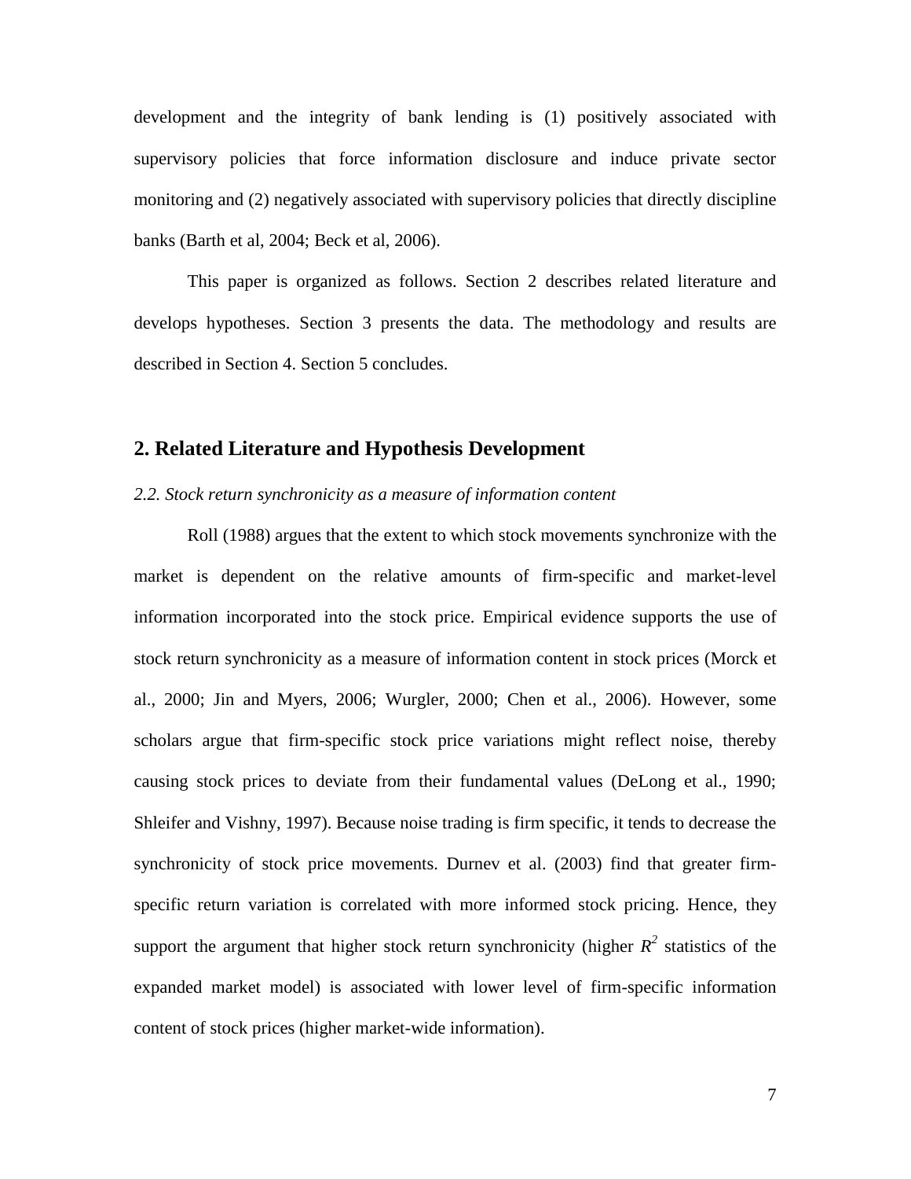development and the integrity of bank lending is (1) positively associated with supervisory policies that force information disclosure and induce private sector monitoring and (2) negatively associated with supervisory policies that directly discipline banks (Barth et al, 2004; Beck et al, 2006).

This paper is organized as follows. Section 2 describes related literature and develops hypotheses. Section 3 presents the data. The methodology and results are described in Section 4. Section 5 concludes.

## 2. Related Literature and Hypothesis Development

### *2.2. Stock return synchronicity as a measure of information content*

Roll (1988) argues that the extent to which stock movements synchronize with the market is dependent on the relative amounts of firm-specific and market-level information incorporated into the stock price. Empirical evidence supports the use of stock return synchronicity as a measure of information content in stock prices (Morck et al., 2000; Jin and Myers, 2006; Wurgler, 2000; Chen et al., 2006). However, some scholars argue that firm-specific stock price variations might reflect noise, thereby causing stock prices to deviate from their fundamental values (DeLong et al., 1990; Shleifer and Vishny, 1997). Because noise trading is firm specific, it tends to decrease the synchronicity of stock price movements. Durnev et al. (2003) find that greater firm-specific return variation is correlated with more informed stock pricing. Hence, they support the argument that higher stock return synchronicity (higher $R^2$ statistics of the expanded market model) is associated with lower level of firm-specific information content of stock prices (higher market-wide information).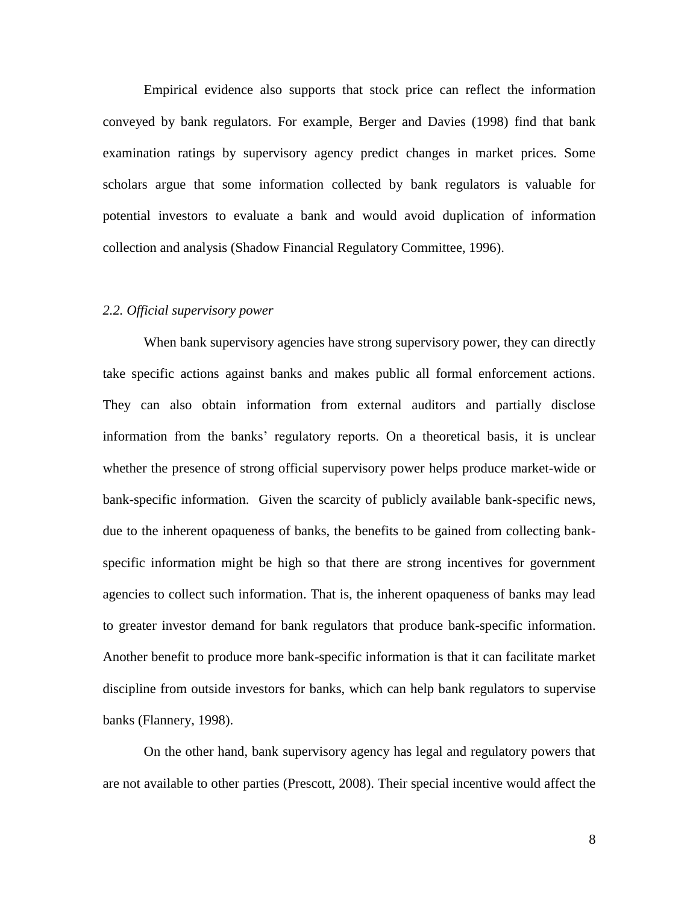Empirical evidence also supports that stock price can reflect the information conveyed by bank regulators. For example, Berger and Davies (1998) find that bank examination ratings by supervisory agency predict changes in market prices. Some scholars argue that some information collected by bank regulators is valuable for potential investors to evaluate a bank and would avoid duplication of information collection and analysis (Shadow Financial Regulatory Committee, 1996).

### *2.2. Official supervisory power*

When bank supervisory agencies have strong supervisory power, they can directly take specific actions against banks and makes public all formal enforcement actions. They can also obtain information from external auditors and partially disclose information from the banks' regulatory reports. On a theoretical basis, it is unclear whether the presence of strong official supervisory power helps produce market-wide or bank-specific information. Given the scarcity of publicly available bank-specific news, due to the inherent opaqueness of banks, the benefits to be gained from collecting bank-specific information might be high so that there are strong incentives for government agencies to collect such information. That is, the inherent opaqueness of banks may lead to greater investor demand for bank regulators that produce bank-specific information. Another benefit to produce more bank-specific information is that it can facilitate market discipline from outside investors for banks, which can help bank regulators to supervise banks (Flannery, 1998).

On the other hand, bank supervisory agency has legal and regulatory powers that are not available to other parties (Prescott, 2008). Their special incentive would affect the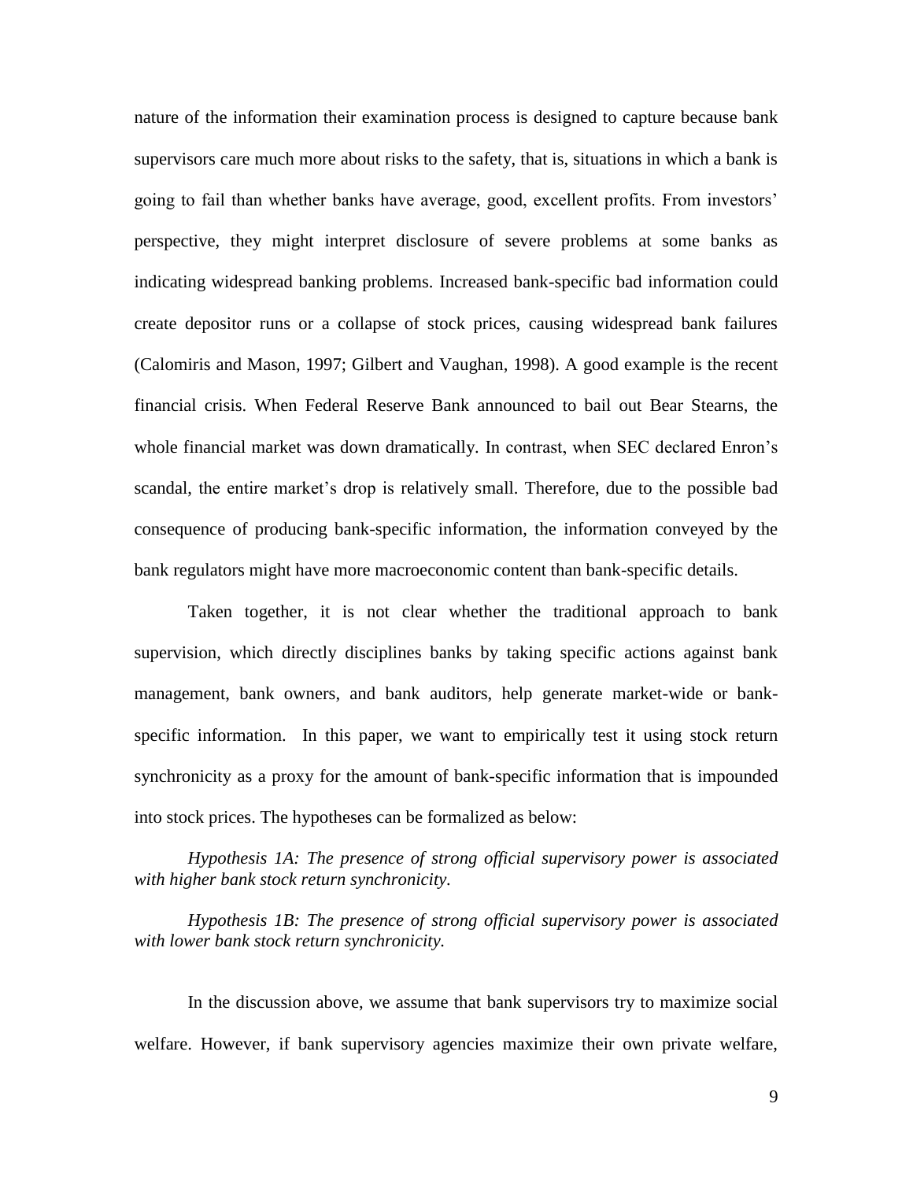nature of the information their examination process is designed to capture because bank supervisors care much more about risks to the safety, that is, situations in which a bank is going to fail than whether banks have average, good, excellent profits. From investors' perspective, they might interpret disclosure of severe problems at some banks as indicating widespread banking problems. Increased bank-specific bad information could create depositor runs or a collapse of stock prices, causing widespread bank failures (Calomiris and Mason, 1997; Gilbert and Vaughan, 1998). A good example is the recent financial crisis. When Federal Reserve Bank announced to bail out Bear Stearns, the whole financial market was down dramatically. In contrast, when SEC declared Enron's scandal, the entire market's drop is relatively small. Therefore, due to the possible bad consequence of producing bank-specific information, the information conveyed by the bank regulators might have more macroeconomic content than bank-specific details.

Taken together, it is not clear whether the traditional approach to bank supervision, which directly disciplines banks by taking specific actions against bank management, bank owners, and bank auditors, help generate market-wide or bank-specific information. In this paper, we want to empirically test it using stock return synchronicity as a proxy for the amount of bank-specific information that is impounded into stock prices. The hypotheses can be formalized as below:

*Hypothesis 1A: The presence of strong official supervisory power is associated with higher bank stock return synchronicity.*

*Hypothesis 1B: The presence of strong official supervisory power is associated with lower bank stock return synchronicity.*

In the discussion above, we assume that bank supervisors try to maximize social welfare. However, if bank supervisory agencies maximize their own private welfare,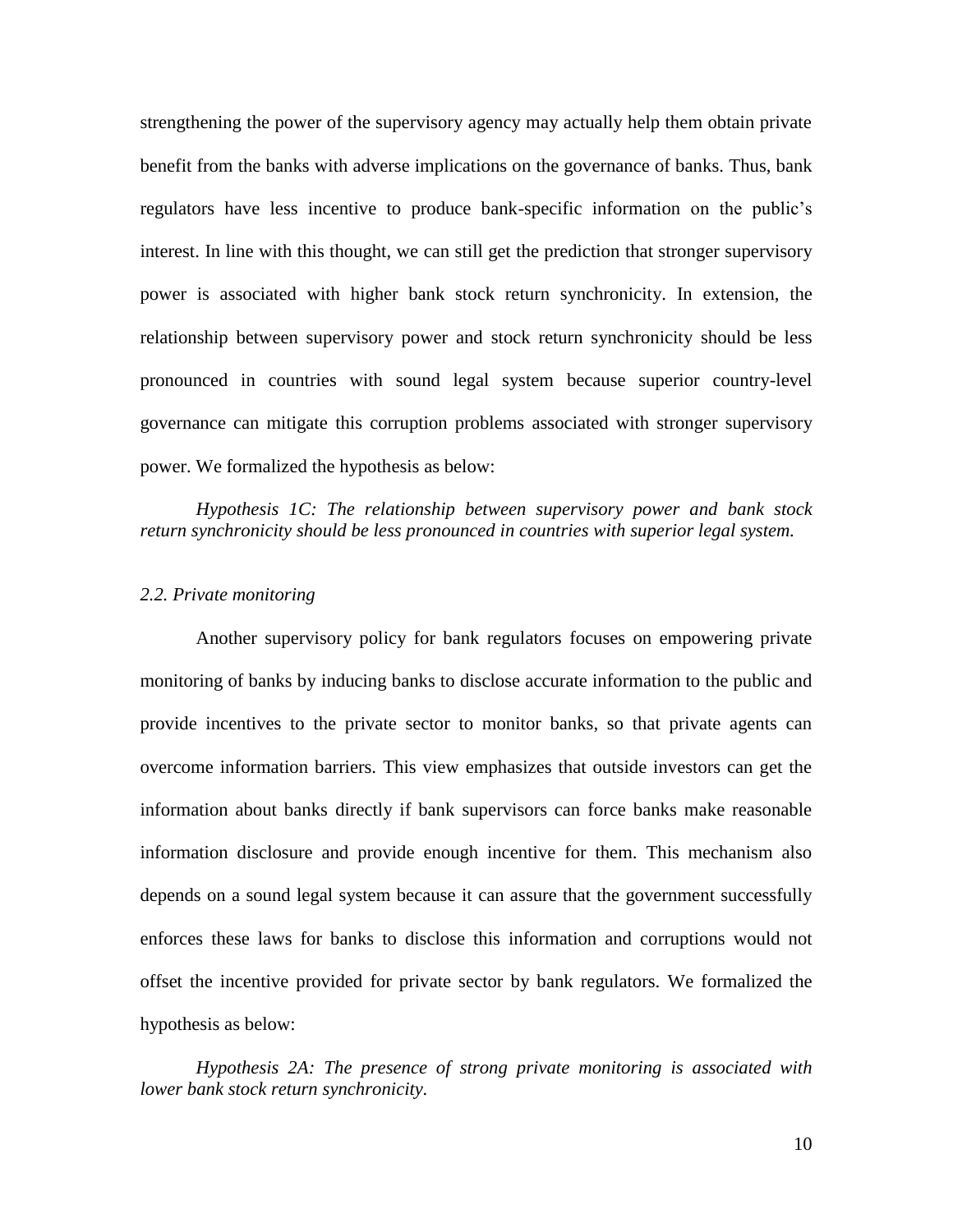strengthening the power of the supervisory agency may actually help them obtain private benefit from the banks with adverse implications on the governance of banks. Thus, bank regulators have less incentive to produce bank-specific information on the public's interest. In line with this thought, we can still get the prediction that stronger supervisory power is associated with higher bank stock return synchronicity. In extension, the relationship between supervisory power and stock return synchronicity should be less pronounced in countries with sound legal system because superior country-level governance can mitigate this corruption problems associated with stronger supervisory power. We formalized the hypothesis as below:

*Hypothesis 1C: The relationship between supervisory power and bank stock return synchronicity should be less pronounced in countries with superior legal system.*

### *2.2. Private monitoring*

Another supervisory policy for bank regulators focuses on empowering private monitoring of banks by inducing banks to disclose accurate information to the public and provide incentives to the private sector to monitor banks, so that private agents can overcome information barriers. This view emphasizes that outside investors can get the information about banks directly if bank supervisors can force banks make reasonable information disclosure and provide enough incentive for them. This mechanism also depends on a sound legal system because it can assure that the government successfully enforces these laws for banks to disclose this information and corruptions would not offset the incentive provided for private sector by bank regulators. We formalized the hypothesis as below:

*Hypothesis 2A: The presence of strong private monitoring is associated with lower bank stock return synchronicity.*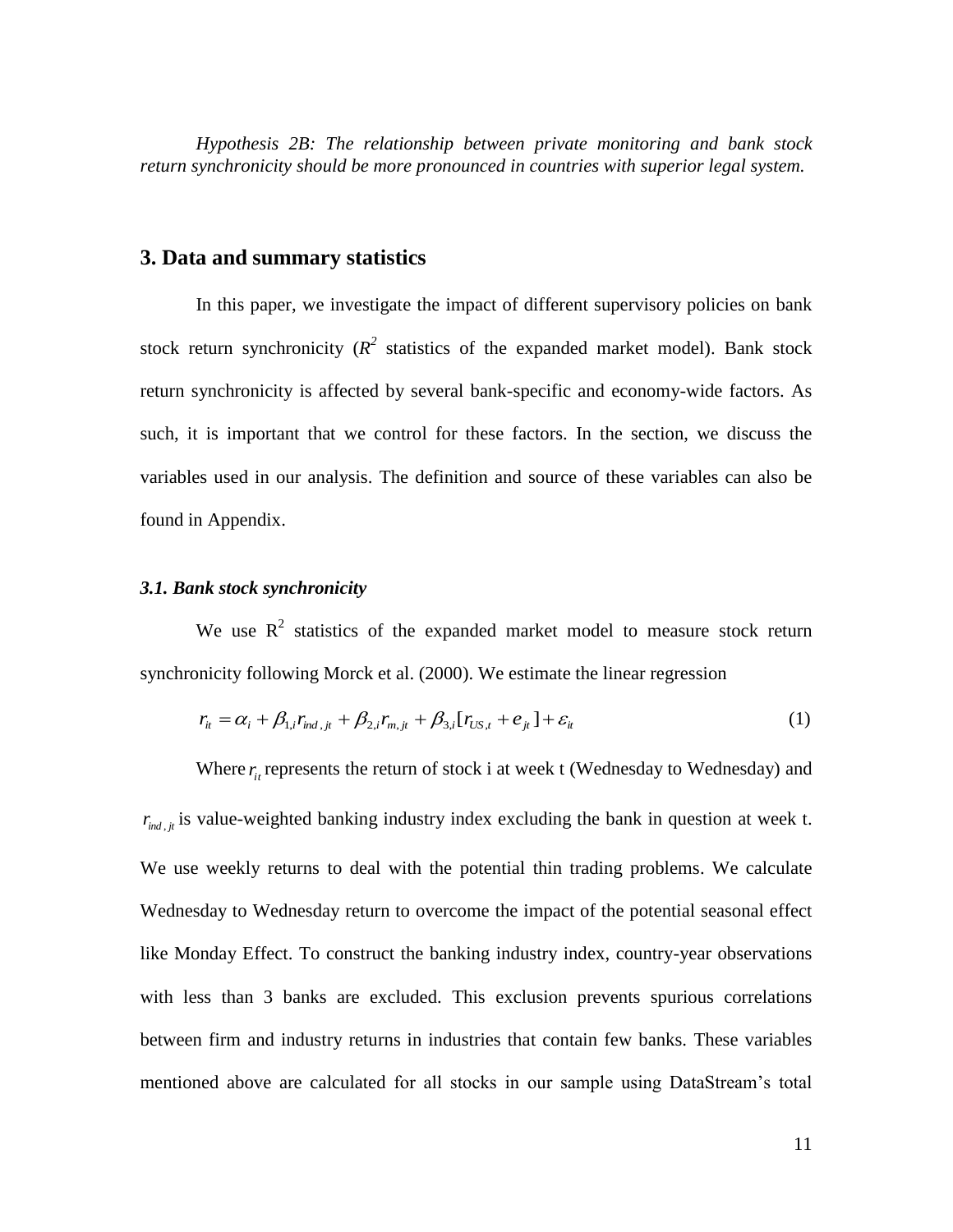*Hypothesis 2B: The relationship between private monitoring and bank stock return synchronicity should be more pronounced in countries with superior legal system.*

## 3. Data and summary statistics

In this paper, we investigate the impact of different supervisory policies on bank stock return synchronicity ($R^2$ statistics of the expanded market model). Bank stock return synchronicity is affected by several bank-specific and economy-wide factors. As such, it is important that we control for these factors. In the section, we discuss the variables used in our analysis. The definition and source of these variables can also be found in Appendix.

### *3.1. Bank stock synchronicity*

We use $R^2$ statistics of the expanded market model to measure stock return synchronicity following Morck et al. (2000). We estimate the linear regression

$$r_{it} = \alpha_i + \beta_{1,i} r_{ind,jt} + \beta_{2,i} r_{m,jt} + \beta_{3,i}[r_{US,t} + e_{jt}] + \varepsilon_{it} \tag{1}$$

Where $r_{it}$ represents the return of stock i at week t (Wednesday to Wednesday) and $r_{ind,jt}$ is value-weighted banking industry index excluding the bank in question at week t. We use weekly returns to deal with the potential thin trading problems. We calculate Wednesday to Wednesday return to overcome the impact of the potential seasonal effect like Monday Effect. To construct the banking industry index, country-year observations with less than 3 banks are excluded. This exclusion prevents spurious correlations between firm and industry returns in industries that contain few banks. These variables mentioned above are calculated for all stocks in our sample using DataStream's total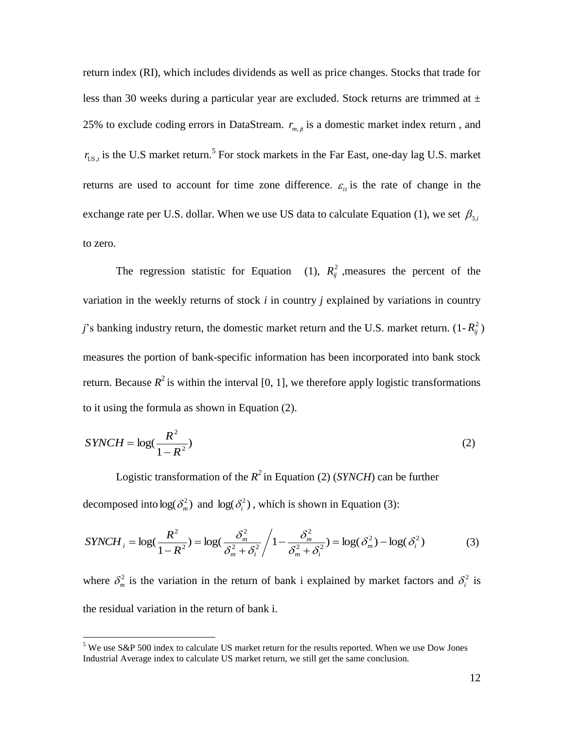return index (RI), which includes dividends as well as price changes. Stocks that trade for less than 30 weeks during a particular year are excluded. Stock returns are trimmed at ± 25% to exclude coding errors in DataStream. $r_{m,jt}$ is a domestic market index return , and $r_{US,t}$ is the U.S market return.[5] For stock markets in the Far East, one-day lag U.S. market returns are used to account for time zone difference. $\varepsilon_{it}$ is the rate of change in the exchange rate per U.S. dollar. When we use US data to calculate Equation (1), we set $\beta_{3,i}$ to zero.

The regression statistic for Equation (1), $R_{ij}^2$ ,measures the percent of the variation in the weekly returns of stock *i* in country *j* explained by variations in country *j*'s banking industry return, the domestic market return and the U.S. market return. (1- $R_{ij}^2$) measures the portion of bank-specific information has been incorporated into bank stock return. Because $R^2$ is within the interval [0, 1], we therefore apply logistic transformations to it using the formula as shown in Equation (2).

$$SYNCH = \log(\frac{R^2}{1-R^2}) \tag{2}$$

Logistic transformation of the $R^2$ in Equation (2) (*SYNCH*) can be further decomposed into $\log(\delta_m^2)$ and $\log(\delta_i^2)$ , which is shown in Equation (3):

$$SYNCH_i = \log(\frac{R^2}{1-R^2}) = \log(\frac{\delta_m^2}{\delta_m^2+\delta_i^2} \Big/ 1-\frac{\delta_m^2}{\delta_m^2+\delta_i^2}) = \log(\delta_m^2) - \log(\delta_i^2) \tag{3}$$

where $\delta_m^2$ is the variation in the return of bank i explained by market factors and $\delta_i^2$ is the residual variation in the return of bank i.

[5] We use S&P 500 index to calculate US market return for the results reported. When we use Dow Jones Industrial Average index to calculate US market return, we still get the same conclusion.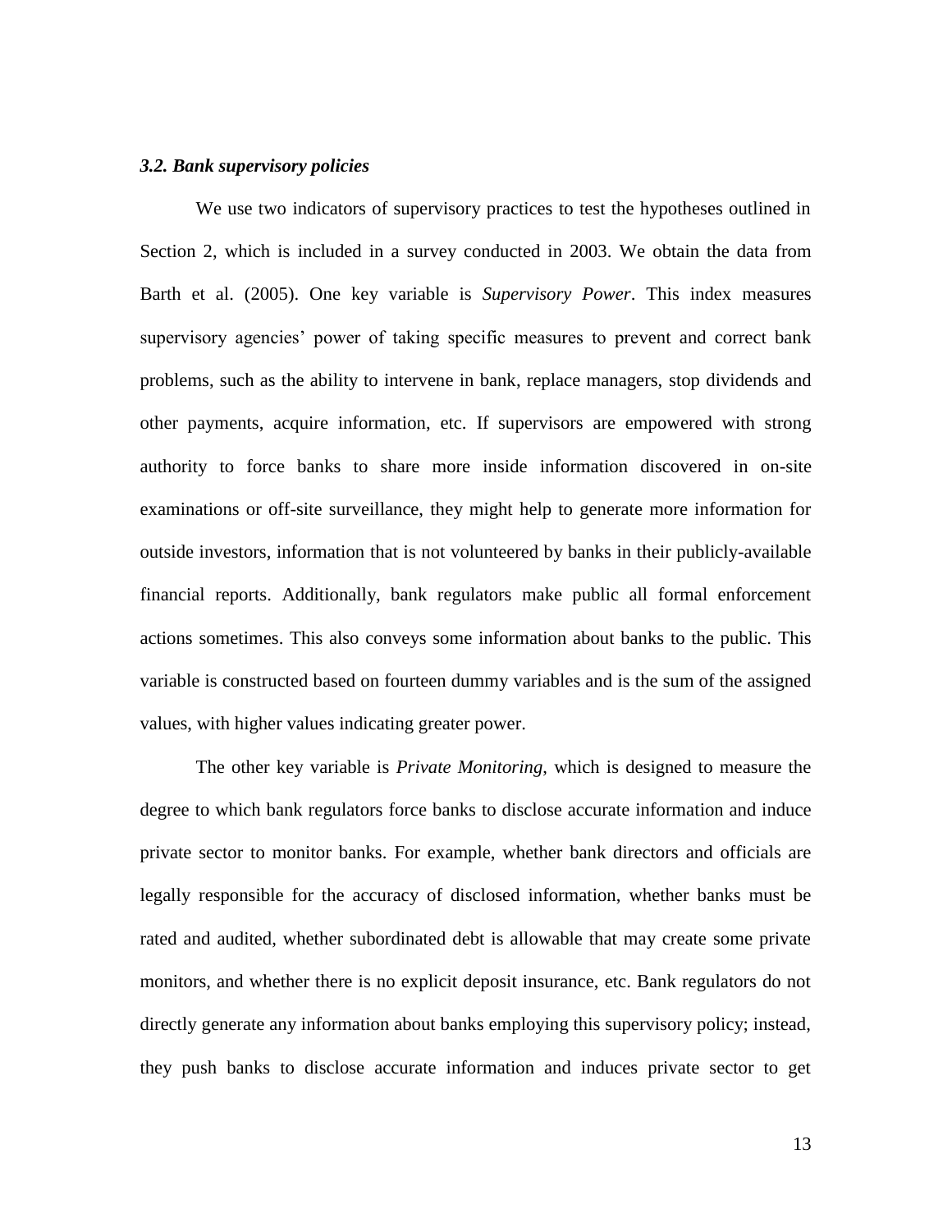### *3.2. Bank supervisory policies*

We use two indicators of supervisory practices to test the hypotheses outlined in Section 2, which is included in a survey conducted in 2003. We obtain the data from Barth et al. (2005). One key variable is *Supervisory Power*. This index measures supervisory agencies' power of taking specific measures to prevent and correct bank problems, such as the ability to intervene in bank, replace managers, stop dividends and other payments, acquire information, etc. If supervisors are empowered with strong authority to force banks to share more inside information discovered in on-site examinations or off-site surveillance, they might help to generate more information for outside investors, information that is not volunteered by banks in their publicly-available financial reports. Additionally, bank regulators make public all formal enforcement actions sometimes. This also conveys some information about banks to the public. This variable is constructed based on fourteen dummy variables and is the sum of the assigned values, with higher values indicating greater power.

The other key variable is *Private Monitoring*, which is designed to measure the degree to which bank regulators force banks to disclose accurate information and induce private sector to monitor banks. For example, whether bank directors and officials are legally responsible for the accuracy of disclosed information, whether banks must be rated and audited, whether subordinated debt is allowable that may create some private monitors, and whether there is no explicit deposit insurance, etc. Bank regulators do not directly generate any information about banks employing this supervisory policy; instead, they push banks to disclose accurate information and induces private sector to get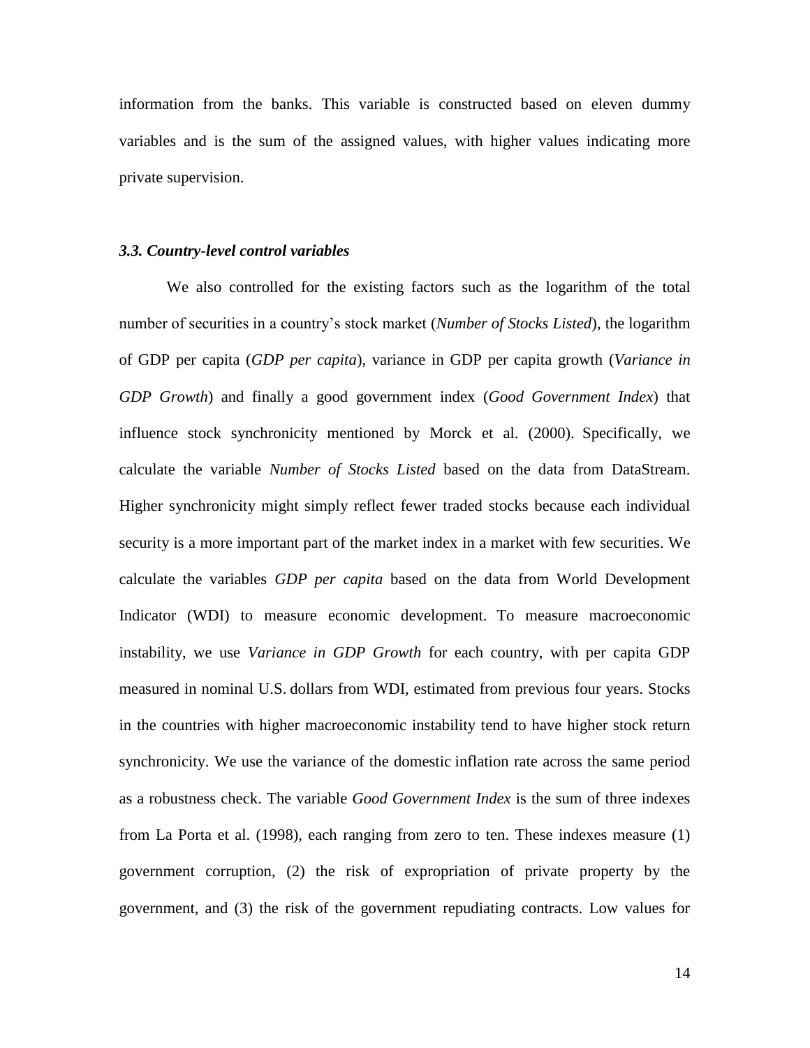information from the banks. This variable is constructed based on eleven dummy variables and is the sum of the assigned values, with higher values indicating more private supervision.

### *3.3. Country-level control variables*

We also controlled for the existing factors such as the logarithm of the total number of securities in a country's stock market (*Number of Stocks Listed*), the logarithm of GDP per capita (*GDP per capita*), variance in GDP per capita growth (*Variance in GDP Growth*) and finally a good government index (*Good Government Index*) that influence stock synchronicity mentioned by Morck et al. (2000). Specifically, we calculate the variable *Number of Stocks Listed* based on the data from DataStream. Higher synchronicity might simply reflect fewer traded stocks because each individual security is a more important part of the market index in a market with few securities. We calculate the variables *GDP per capita* based on the data from World Development Indicator (WDI) to measure economic development. To measure macroeconomic instability, we use *Variance in GDP Growth* for each country, with per capita GDP measured in nominal U.S. dollars from WDI, estimated from previous four years. Stocks in the countries with higher macroeconomic instability tend to have higher stock return synchronicity. We use the variance of the domestic inflation rate across the same period as a robustness check. The variable *Good Government Index* is the sum of three indexes from La Porta et al. (1998), each ranging from zero to ten. These indexes measure (1) government corruption, (2) the risk of expropriation of private property by the government, and (3) the risk of the government repudiating contracts. Low values for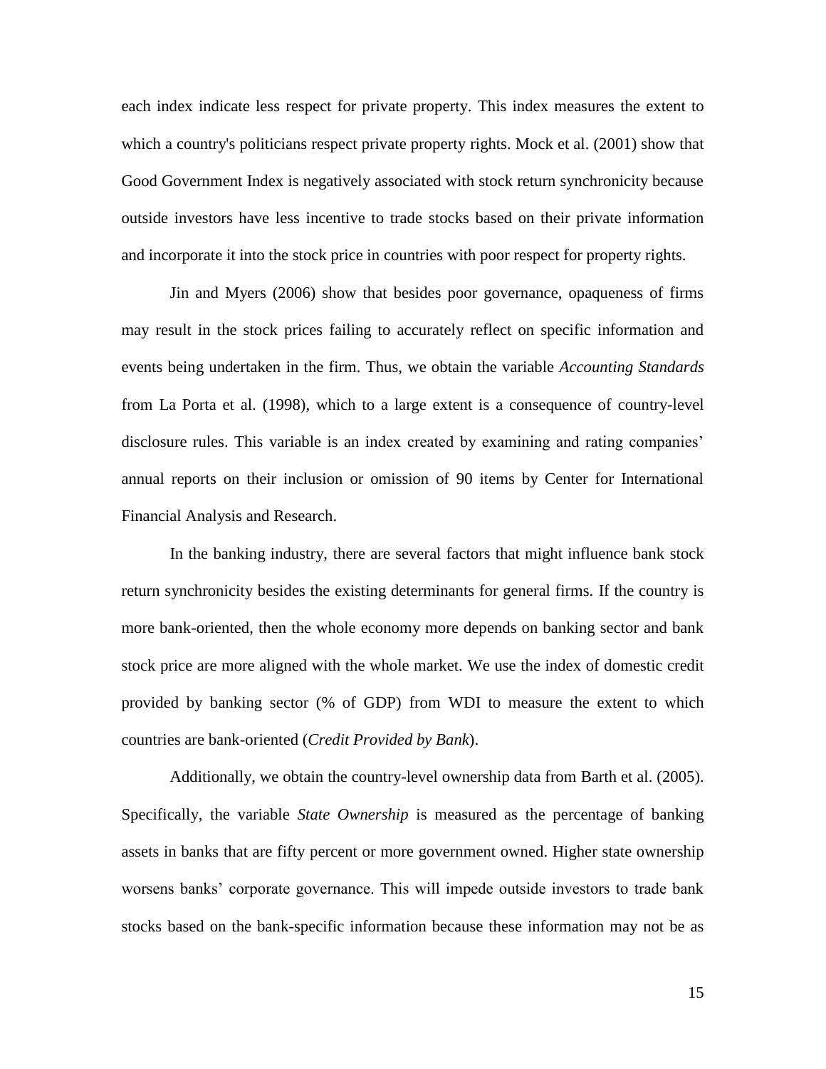each index indicate less respect for private property. This index measures the extent to which a country's politicians respect private property rights. Mock et al. (2001) show that Good Government Index is negatively associated with stock return synchronicity because outside investors have less incentive to trade stocks based on their private information and incorporate it into the stock price in countries with poor respect for property rights.

Jin and Myers (2006) show that besides poor governance, opaqueness of firms may result in the stock prices failing to accurately reflect on specific information and events being undertaken in the firm. Thus, we obtain the variable *Accounting Standards* from La Porta et al. (1998), which to a large extent is a consequence of country-level disclosure rules. This variable is an index created by examining and rating companies' annual reports on their inclusion or omission of 90 items by Center for International Financial Analysis and Research.

In the banking industry, there are several factors that might influence bank stock return synchronicity besides the existing determinants for general firms. If the country is more bank-oriented, then the whole economy more depends on banking sector and bank stock price are more aligned with the whole market. We use the index of domestic credit provided by banking sector (% of GDP) from WDI to measure the extent to which countries are bank-oriented (*Credit Provided by Bank*).

Additionally, we obtain the country-level ownership data from Barth et al. (2005). Specifically, the variable *State Ownership* is measured as the percentage of banking assets in banks that are fifty percent or more government owned. Higher state ownership worsens banks' corporate governance. This will impede outside investors to trade bank stocks based on the bank-specific information because these information may not be as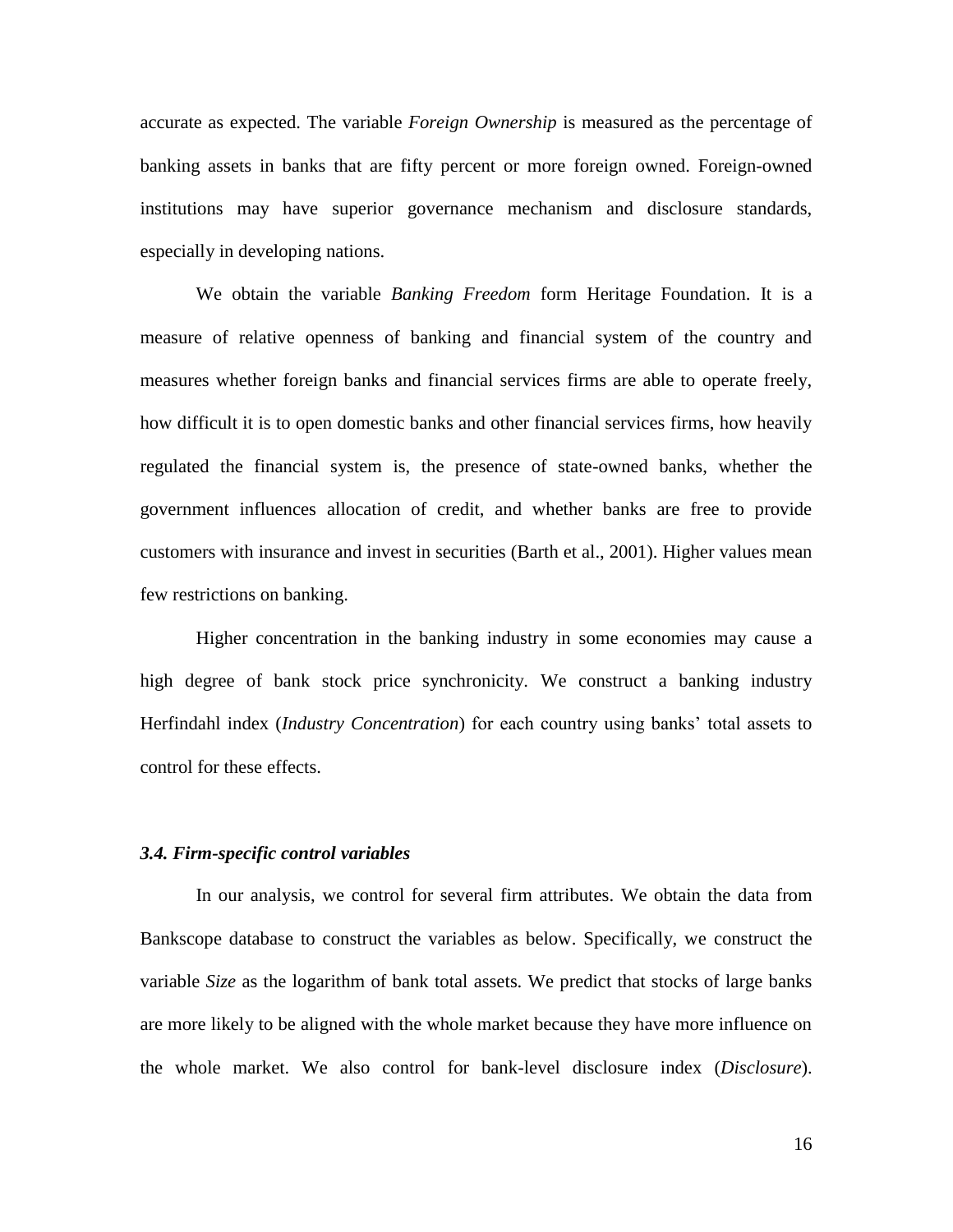accurate as expected. The variable *Foreign Ownership* is measured as the percentage of banking assets in banks that are fifty percent or more foreign owned. Foreign-owned institutions may have superior governance mechanism and disclosure standards, especially in developing nations.

We obtain the variable *Banking Freedom* form Heritage Foundation. It is a measure of relative openness of banking and financial system of the country and measures whether foreign banks and financial services firms are able to operate freely, how difficult it is to open domestic banks and other financial services firms, how heavily regulated the financial system is, the presence of state-owned banks, whether the government influences allocation of credit, and whether banks are free to provide customers with insurance and invest in securities (Barth et al., 2001). Higher values mean few restrictions on banking.

Higher concentration in the banking industry in some economies may cause a high degree of bank stock price synchronicity. We construct a banking industry Herfindahl index (*Industry Concentration*) for each country using banks' total assets to control for these effects.

### *3.4. Firm-specific control variables*

In our analysis, we control for several firm attributes. We obtain the data from Bankscope database to construct the variables as below. Specifically, we construct the variable *Size* as the logarithm of bank total assets. We predict that stocks of large banks are more likely to be aligned with the whole market because they have more influence on the whole market. We also control for bank-level disclosure index (*Disclosure*).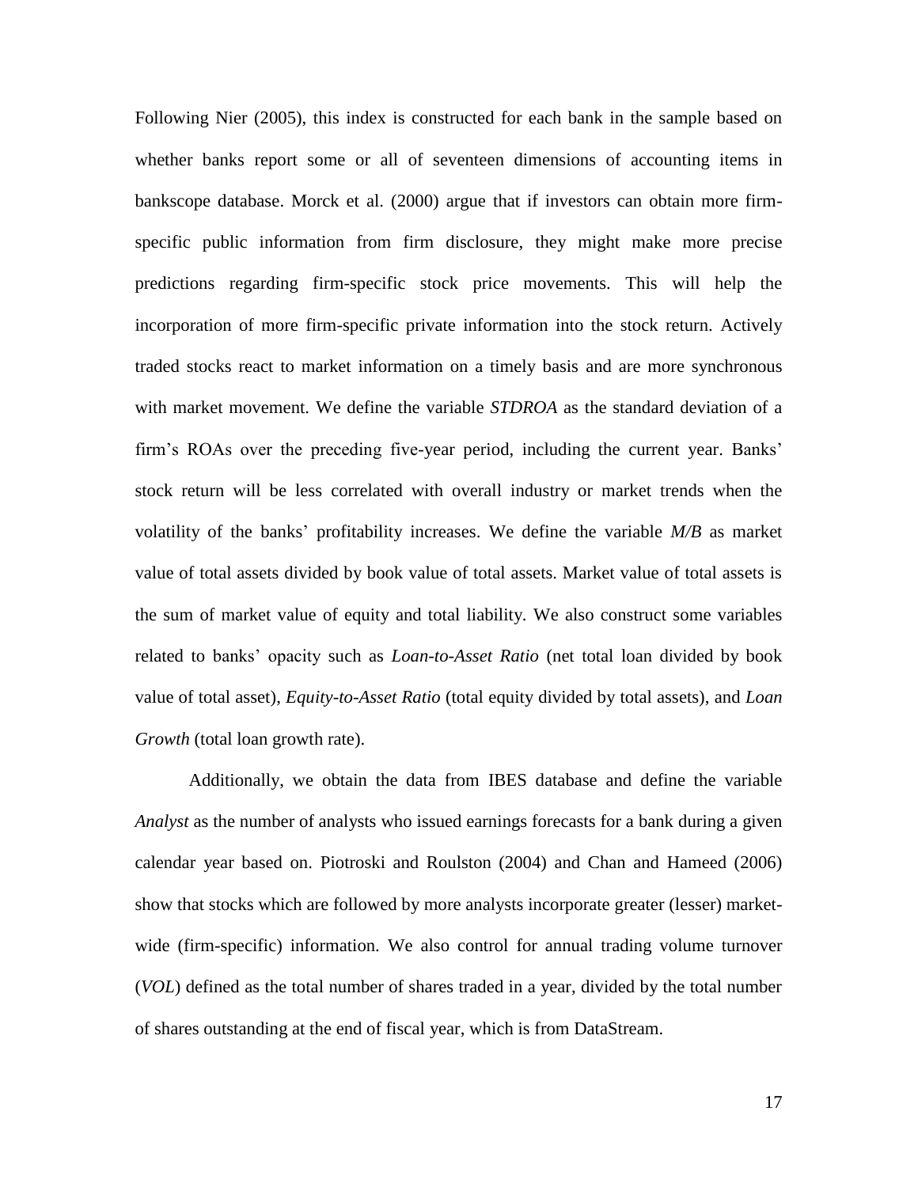Following Nier (2005), this index is constructed for each bank in the sample based on whether banks report some or all of seventeen dimensions of accounting items in bankscope database. Morck et al. (2000) argue that if investors can obtain more firm-specific public information from firm disclosure, they might make more precise predictions regarding firm-specific stock price movements. This will help the incorporation of more firm-specific private information into the stock return. Actively traded stocks react to market information on a timely basis and are more synchronous with market movement. We define the variable *STDROA* as the standard deviation of a firm's ROAs over the preceding five-year period, including the current year. Banks' stock return will be less correlated with overall industry or market trends when the volatility of the banks' profitability increases. We define the variable *M/B* as market value of total assets divided by book value of total assets. Market value of total assets is the sum of market value of equity and total liability. We also construct some variables related to banks' opacity such as *Loan-to-Asset Ratio* (net total loan divided by book value of total asset), *Equity-to-Asset Ratio* (total equity divided by total assets), and *Loan Growth* (total loan growth rate).

Additionally, we obtain the data from IBES database and define the variable *Analyst* as the number of analysts who issued earnings forecasts for a bank during a given calendar year based on. Piotroski and Roulston (2004) and Chan and Hameed (2006) show that stocks which are followed by more analysts incorporate greater (lesser) market-wide (firm-specific) information. We also control for annual trading volume turnover (*VOL*) defined as the total number of shares traded in a year, divided by the total number of shares outstanding at the end of fiscal year, which is from DataStream.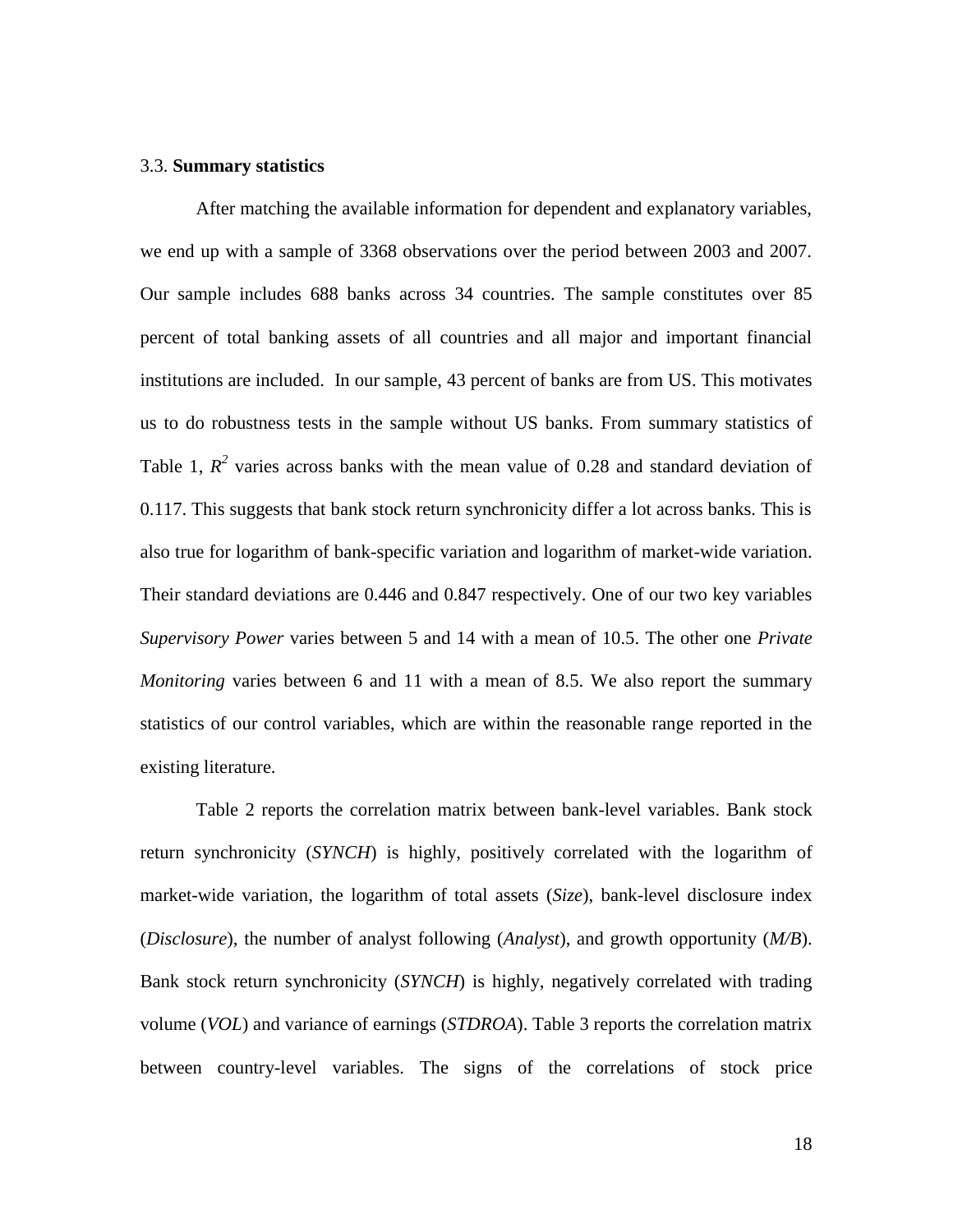### 3.3. **Summary statistics**

After matching the available information for dependent and explanatory variables, we end up with a sample of 3368 observations over the period between 2003 and 2007. Our sample includes 688 banks across 34 countries. The sample constitutes over 85 percent of total banking assets of all countries and all major and important financial institutions are included. In our sample, 43 percent of banks are from US. This motivates us to do robustness tests in the sample without US banks. From summary statistics of Table 1, $R^2$ varies across banks with the mean value of 0.28 and standard deviation of 0.117. This suggests that bank stock return synchronicity differ a lot across banks. This is also true for logarithm of bank-specific variation and logarithm of market-wide variation. Their standard deviations are 0.446 and 0.847 respectively. One of our two key variables *Supervisory Power* varies between 5 and 14 with a mean of 10.5. The other one *Private Monitoring* varies between 6 and 11 with a mean of 8.5. We also report the summary statistics of our control variables, which are within the reasonable range reported in the existing literature.

Table 2 reports the correlation matrix between bank-level variables. Bank stock return synchronicity (*SYNCH*) is highly, positively correlated with the logarithm of market-wide variation, the logarithm of total assets (*Size*), bank-level disclosure index (*Disclosure*), the number of analyst following (*Analyst*), and growth opportunity (*M/B*). Bank stock return synchronicity (*SYNCH*) is highly, negatively correlated with trading volume (*VOL*) and variance of earnings (*STDROA*). Table 3 reports the correlation matrix between country-level variables. The signs of the correlations of stock price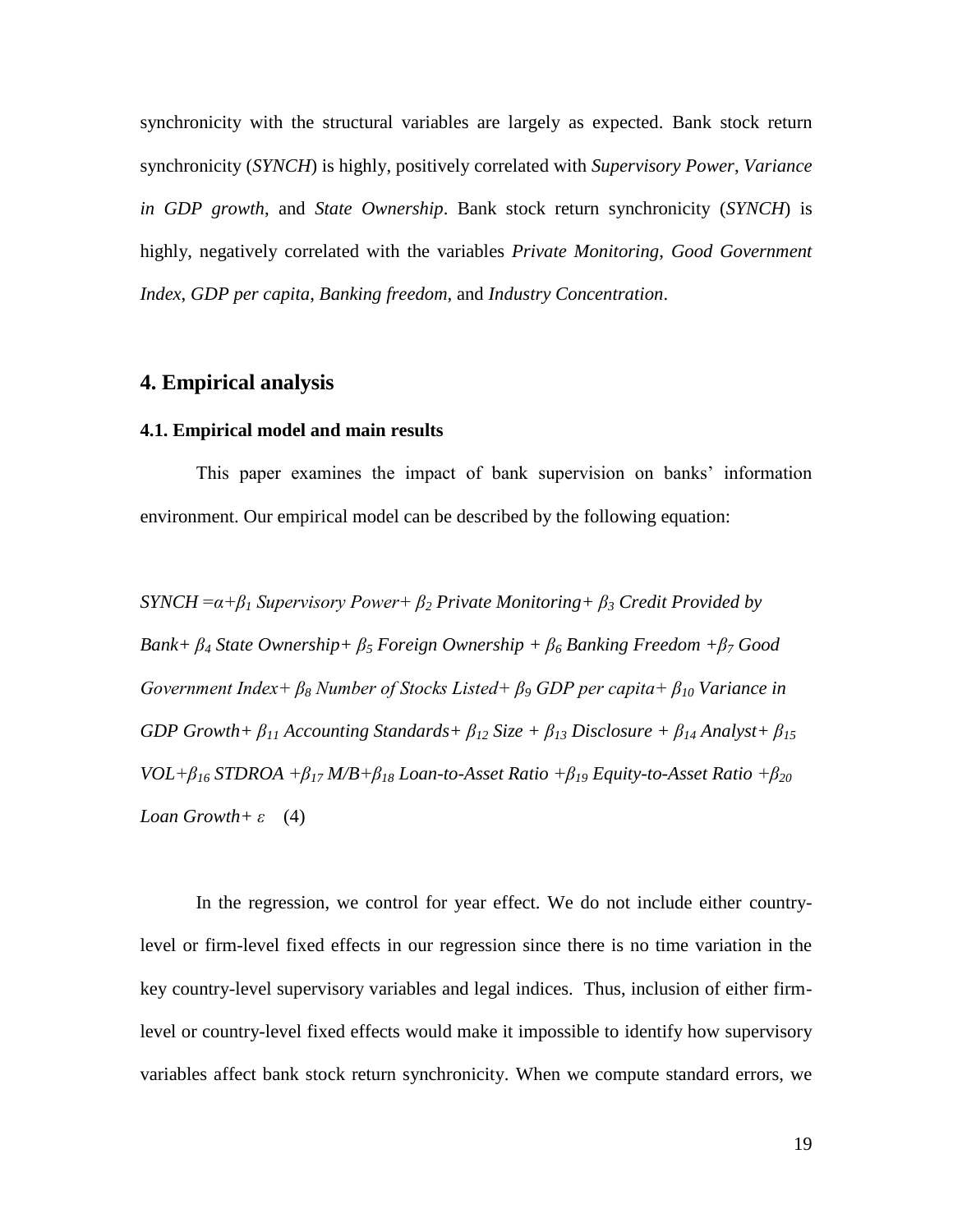synchronicity with the structural variables are largely as expected. Bank stock return synchronicity (*SYNCH*) is highly, positively correlated with *Supervisory Power*, *Variance in GDP growth*, and *State Ownership*. Bank stock return synchronicity (*SYNCH*) is highly, negatively correlated with the variables *Private Monitoring*, *Good Government Index*, *GDP per capita*, *Banking freedom*, and *Industry Concentration*.

## 4. Empirical analysis

### 4.1. Empirical model and main results

This paper examines the impact of bank supervision on banks' information environment. Our empirical model can be described by the following equation:

$$SYNCH = \alpha + \beta_1 \textit{ Supervisory Power} + \beta_2 \textit{ Private Monitoring} + \beta_3 \textit{ Credit Provided by Bank} + \beta_4 \textit{ State Ownership} + \beta_5 \textit{ Foreign Ownership} + \beta_6 \textit{ Banking Freedom} + \beta_7 \textit{ Good Government Index} + \beta_8 \textit{ Number of Stocks Listed} + \beta_9 \textit{ GDP per capita} + \beta_{10} \textit{ Variance in GDP Growth} + \beta_{11} \textit{ Accounting Standards} + \beta_{12} \textit{ Size} + \beta_{13} \textit{ Disclosure} + \beta_{14} \textit{ Analyst} + \beta_{15} \textit{ VOL} + \beta_{16} \textit{ STDROA} + \beta_{17} \textit{ M/B} + \beta_{18} \textit{ Loan-to-Asset Ratio} + \beta_{19} \textit{ Equity-to-Asset Ratio} + \beta_{20} \textit{ Loan Growth} + \varepsilon \quad (4)$$

In the regression, we control for year effect. We do not include either country-level or firm-level fixed effects in our regression since there is no time variation in the key country-level supervisory variables and legal indices. Thus, inclusion of either firm-level or country-level fixed effects would make it impossible to identify how supervisory variables affect bank stock return synchronicity. When we compute standard errors, we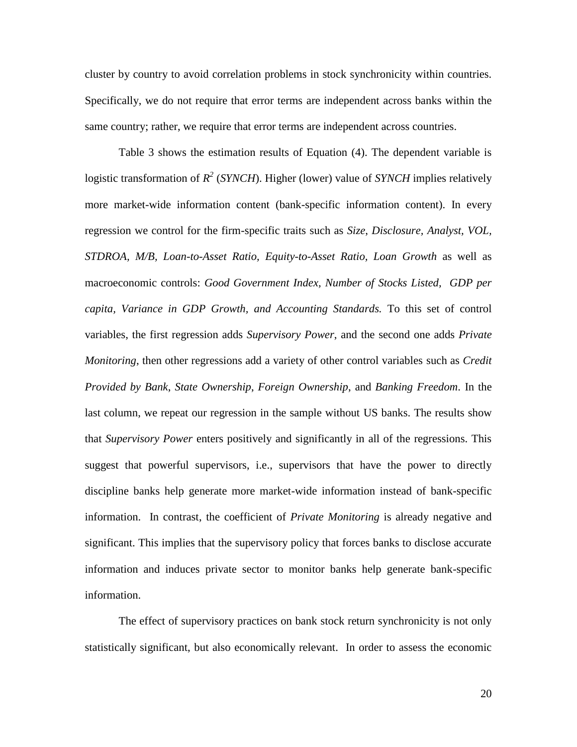cluster by country to avoid correlation problems in stock synchronicity within countries. Specifically, we do not require that error terms are independent across banks within the same country; rather, we require that error terms are independent across countries.

Table 3 shows the estimation results of Equation (4). The dependent variable is logistic transformation of $R^2$ (*SYNCH*). Higher (lower) value of *SYNCH* implies relatively more market-wide information content (bank-specific information content). In every regression we control for the firm-specific traits such as *Size*, *Disclosure*, *Analyst*, *VOL*, *STDROA, M/B, Loan-to-Asset Ratio, Equity-to-Asset Ratio*, *Loan Growth* as well as macroeconomic controls: *Good Government Index, Number of Stocks Listed, GDP per capita, Variance in GDP Growth, and Accounting Standards.* To this set of control variables, the first regression adds *Supervisory Power*, and the second one adds *Private Monitoring*, then other regressions add a variety of other control variables such as *Credit Provided by Bank*, *State Ownership*, *Foreign Ownership*, and *Banking Freedom*. In the last column, we repeat our regression in the sample without US banks. The results show that *Supervisory Power* enters positively and significantly in all of the regressions. This suggest that powerful supervisors, i.e., supervisors that have the power to directly discipline banks help generate more market-wide information instead of bank-specific information. In contrast, the coefficient of *Private Monitoring* is already negative and significant. This implies that the supervisory policy that forces banks to disclose accurate information and induces private sector to monitor banks help generate bank-specific information.

The effect of supervisory practices on bank stock return synchronicity is not only statistically significant, but also economically relevant. In order to assess the economic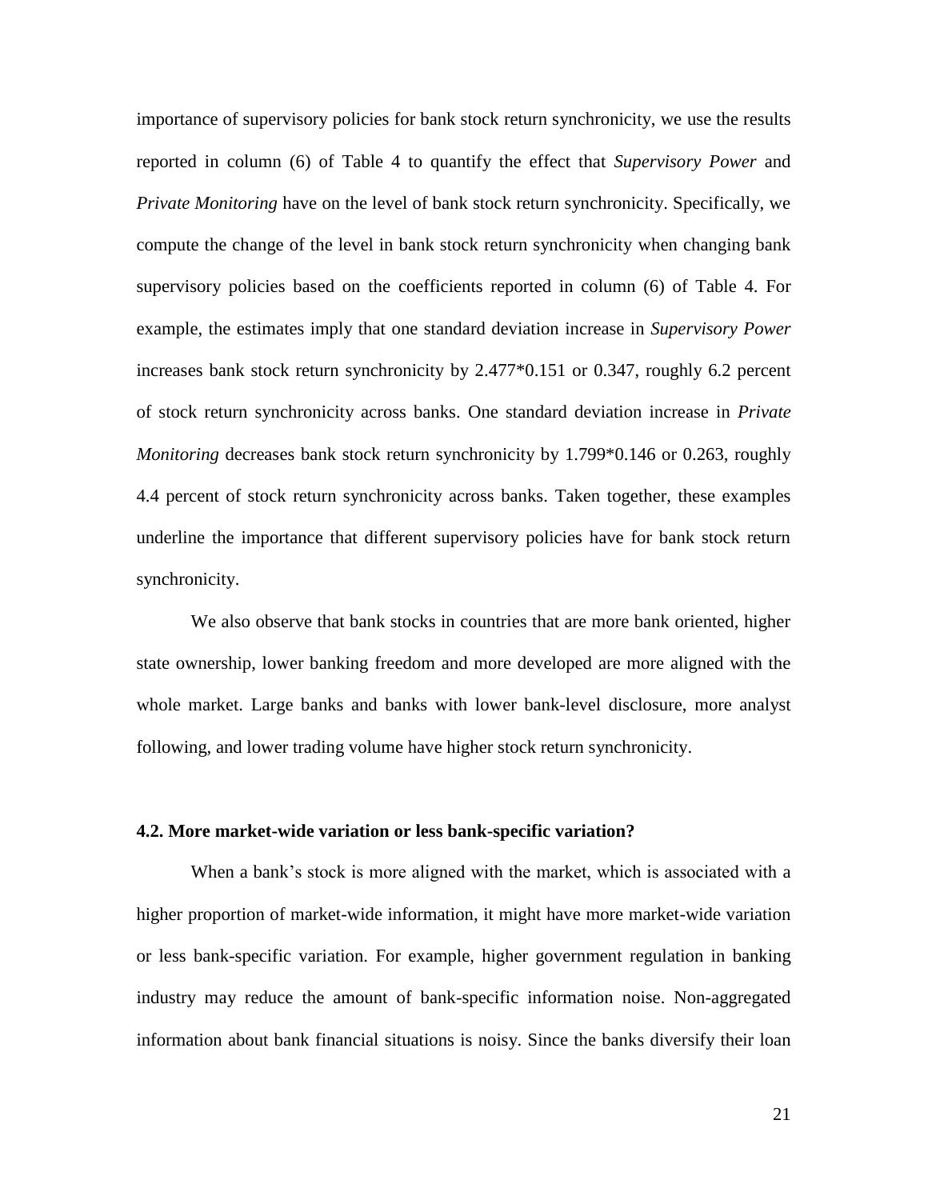importance of supervisory policies for bank stock return synchronicity, we use the results reported in column (6) of Table 4 to quantify the effect that *Supervisory Power* and *Private Monitoring* have on the level of bank stock return synchronicity. Specifically, we compute the change of the level in bank stock return synchronicity when changing bank supervisory policies based on the coefficients reported in column (6) of Table 4. For example, the estimates imply that one standard deviation increase in *Supervisory Power* increases bank stock return synchronicity by 2.477*0.151 or 0.347, roughly 6.2 percent of stock return synchronicity across banks. One standard deviation increase in *Private Monitoring* decreases bank stock return synchronicity by 1.799*0.146 or 0.263, roughly 4.4 percent of stock return synchronicity across banks. Taken together, these examples underline the importance that different supervisory policies have for bank stock return synchronicity.

We also observe that bank stocks in countries that are more bank oriented, higher state ownership, lower banking freedom and more developed are more aligned with the whole market. Large banks and banks with lower bank-level disclosure, more analyst following, and lower trading volume have higher stock return synchronicity.

### 4.2. More market-wide variation or less bank-specific variation?

When a bank's stock is more aligned with the market, which is associated with a higher proportion of market-wide information, it might have more market-wide variation or less bank-specific variation. For example, higher government regulation in banking industry may reduce the amount of bank-specific information noise. Non-aggregated information about bank financial situations is noisy. Since the banks diversify their loan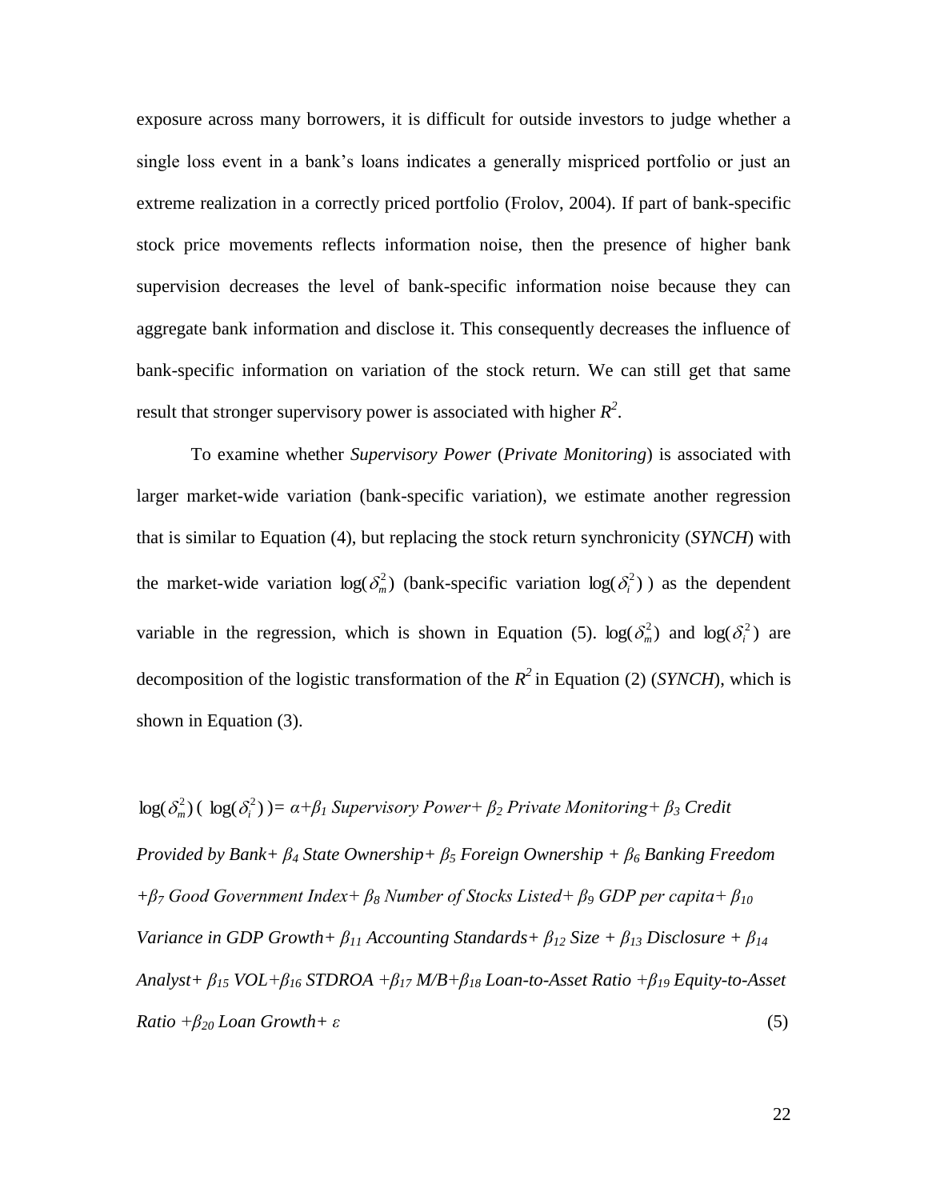exposure across many borrowers, it is difficult for outside investors to judge whether a single loss event in a bank's loans indicates a generally mispriced portfolio or just an extreme realization in a correctly priced portfolio (Frolov, 2004). If part of bank-specific stock price movements reflects information noise, then the presence of higher bank supervision decreases the level of bank-specific information noise because they can aggregate bank information and disclose it. This consequently decreases the influence of bank-specific information on variation of the stock return. We can still get that same result that stronger supervisory power is associated with higher $R^2$.

To examine whether *Supervisory Power* (*Private Monitoring*) is associated with larger market-wide variation (bank-specific variation), we estimate another regression that is similar to Equation (4), but replacing the stock return synchronicity (*SYNCH*) with the market-wide variation $\log(\delta_m^2)$ (bank-specific variation $\log(\delta_i^2)$ ) as the dependent variable in the regression, which is shown in Equation (5). $\log(\delta_m^2)$ and $\log(\delta_i^2)$ are decomposition of the logistic transformation of the $R^2$ in Equation (2) (*SYNCH*), which is shown in Equation (3).

$\log(\delta_m^2)$ ( $\log(\delta_i^2)$ )= $\alpha$+$\beta_1$ *Supervisory Power*+ $\beta_2$ *Private Monitoring*+ $\beta_3$ *Credit Provided by Bank*+ $\beta_4$ *State Ownership*+ $\beta_5$ *Foreign Ownership* + $\beta_6$ *Banking Freedom* +$\beta_7$ *Good Government Index*+ $\beta_8$ *Number of Stocks Listed*+ $\beta_9$ *GDP per capita*+ $\beta_{10}$ *Variance in GDP Growth*+ $\beta_{11}$ *Accounting Standards*+ $\beta_{12}$ *Size* + $\beta_{13}$ *Disclosure* + $\beta_{14}$ *Analyst*+ $\beta_{15}$ *VOL*+$\beta_{16}$ *STDROA* +$\beta_{17}$ *M/B*+$\beta_{18}$ *Loan-to-Asset Ratio* +$\beta_{19}$ *Equity-to-Asset Ratio* +$\beta_{20}$ *Loan Growth*+ $\varepsilon$ (5)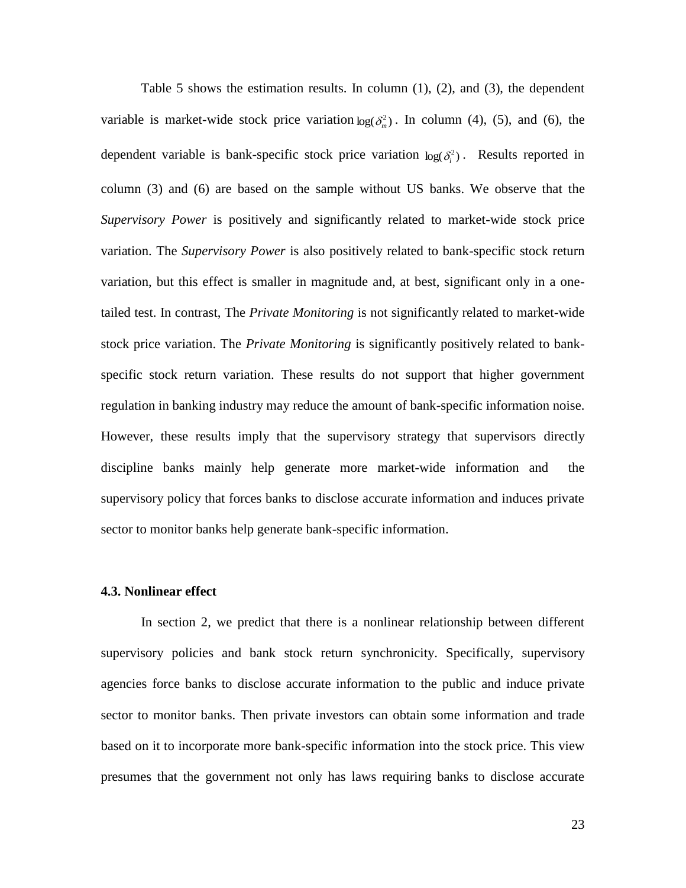Table 5 shows the estimation results. In column (1), (2), and (3), the dependent variable is market-wide stock price variation $\log(\delta_m^2)$. In column (4), (5), and (6), the dependent variable is bank-specific stock price variation $\log(\delta_i^2)$. Results reported in column (3) and (6) are based on the sample without US banks. We observe that the *Supervisory Power* is positively and significantly related to market-wide stock price variation. The *Supervisory Power* is also positively related to bank-specific stock return variation, but this effect is smaller in magnitude and, at best, significant only in a one-tailed test. In contrast, The *Private Monitoring* is not significantly related to market-wide stock price variation. The *Private Monitoring* is significantly positively related to bank-specific stock return variation. These results do not support that higher government regulation in banking industry may reduce the amount of bank-specific information noise. However, these results imply that the supervisory strategy that supervisors directly discipline banks mainly help generate more market-wide information and the supervisory policy that forces banks to disclose accurate information and induces private sector to monitor banks help generate bank-specific information.

### 4.3. Nonlinear effect

In section 2, we predict that there is a nonlinear relationship between different supervisory policies and bank stock return synchronicity. Specifically, supervisory agencies force banks to disclose accurate information to the public and induce private sector to monitor banks. Then private investors can obtain some information and trade based on it to incorporate more bank-specific information into the stock price. This view presumes that the government not only has laws requiring banks to disclose accurate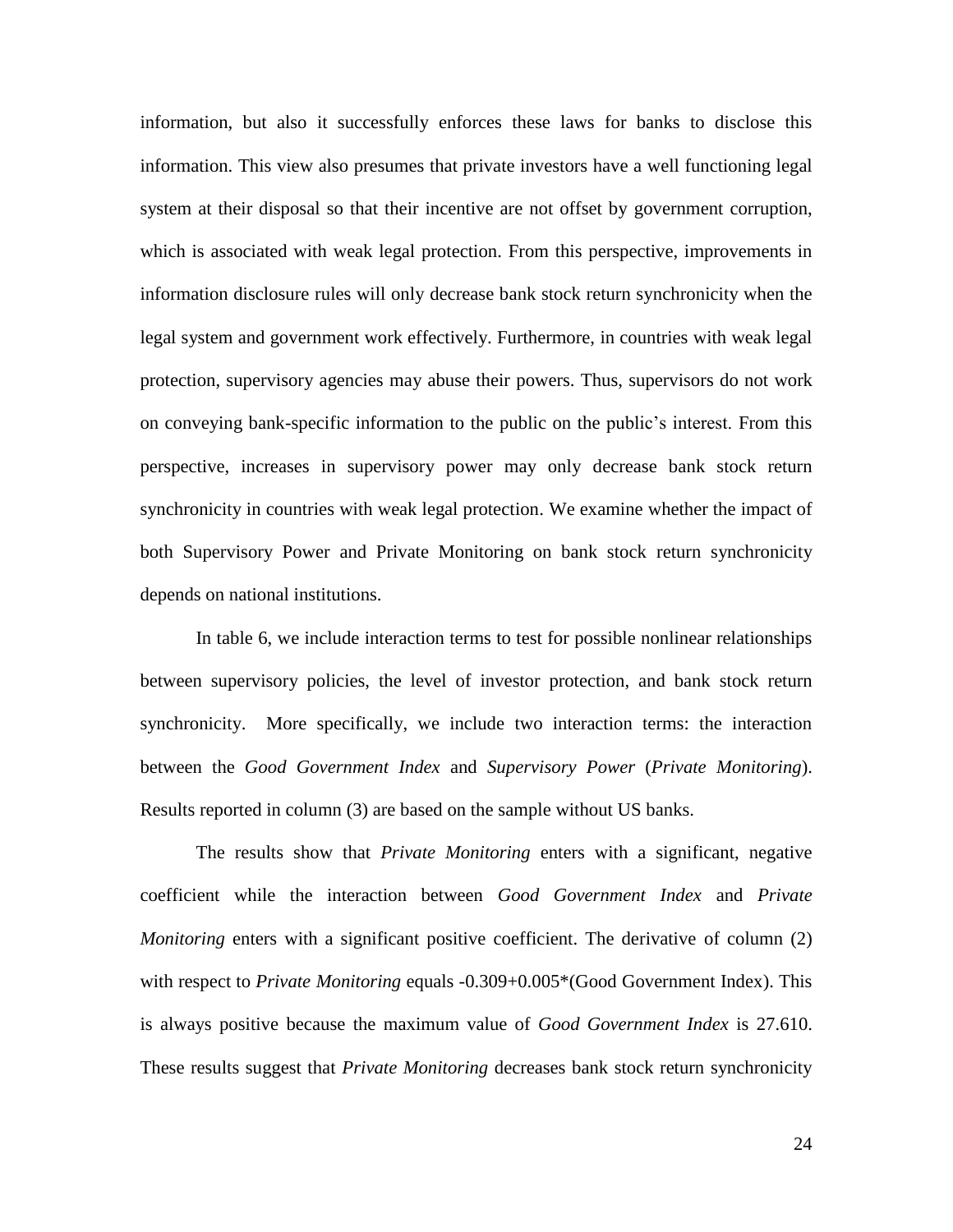information, but also it successfully enforces these laws for banks to disclose this information. This view also presumes that private investors have a well functioning legal system at their disposal so that their incentive are not offset by government corruption, which is associated with weak legal protection. From this perspective, improvements in information disclosure rules will only decrease bank stock return synchronicity when the legal system and government work effectively. Furthermore, in countries with weak legal protection, supervisory agencies may abuse their powers. Thus, supervisors do not work on conveying bank-specific information to the public on the public's interest. From this perspective, increases in supervisory power may only decrease bank stock return synchronicity in countries with weak legal protection. We examine whether the impact of both Supervisory Power and Private Monitoring on bank stock return synchronicity depends on national institutions.

In table 6, we include interaction terms to test for possible nonlinear relationships between supervisory policies, the level of investor protection, and bank stock return synchronicity. More specifically, we include two interaction terms: the interaction between the *Good Government Index* and *Supervisory Power* (*Private Monitoring*). Results reported in column (3) are based on the sample without US banks.

The results show that *Private Monitoring* enters with a significant, negative coefficient while the interaction between *Good Government Index* and *Private Monitoring* enters with a significant positive coefficient. The derivative of column (2) with respect to *Private Monitoring* equals -0.309+0.005*(Good Government Index). This is always positive because the maximum value of *Good Government Index* is 27.610. These results suggest that *Private Monitoring* decreases bank stock return synchronicity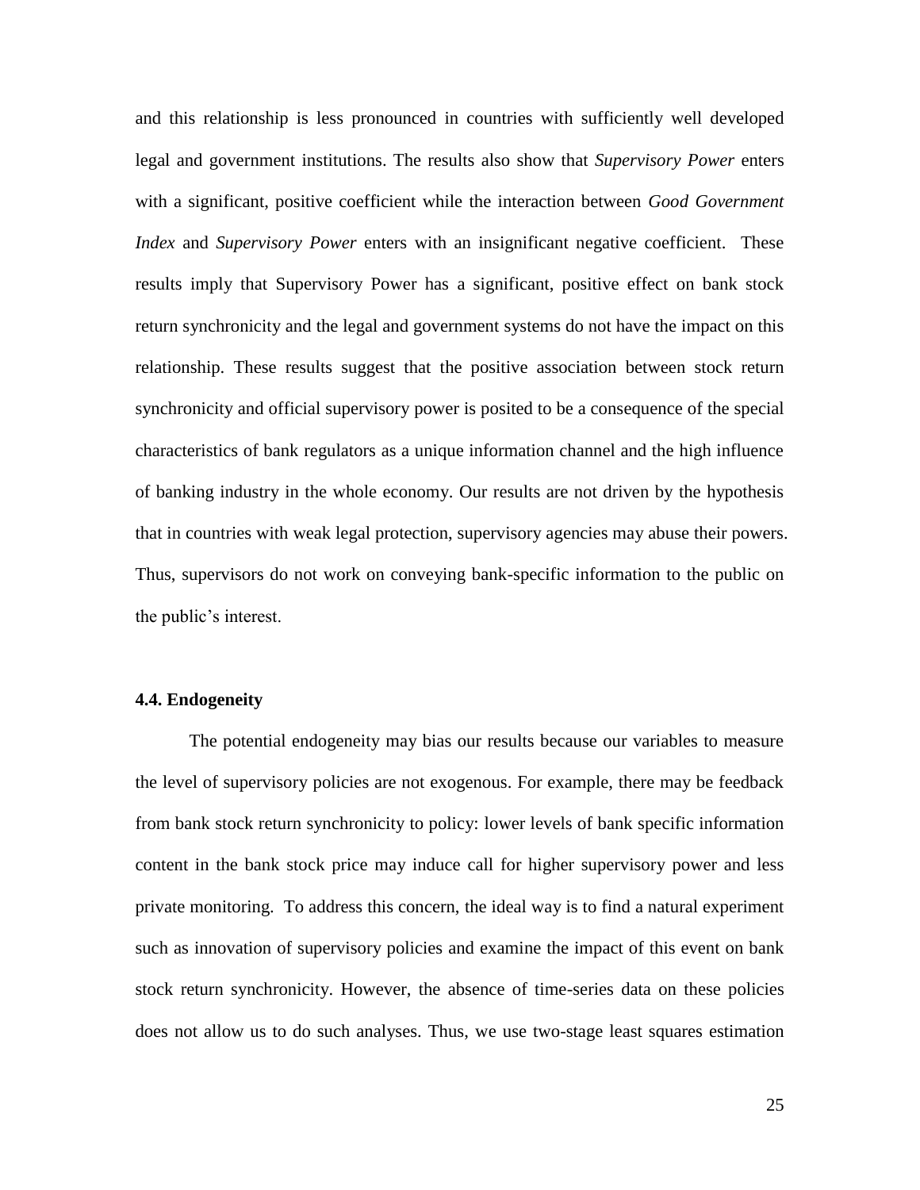and this relationship is less pronounced in countries with sufficiently well developed legal and government institutions. The results also show that *Supervisory Power* enters with a significant, positive coefficient while the interaction between *Good Government Index* and *Supervisory Power* enters with an insignificant negative coefficient. These results imply that Supervisory Power has a significant, positive effect on bank stock return synchronicity and the legal and government systems do not have the impact on this relationship. These results suggest that the positive association between stock return synchronicity and official supervisory power is posited to be a consequence of the special characteristics of bank regulators as a unique information channel and the high influence of banking industry in the whole economy. Our results are not driven by the hypothesis that in countries with weak legal protection, supervisory agencies may abuse their powers. Thus, supervisors do not work on conveying bank-specific information to the public on the public's interest.

### 4.4. Endogeneity

The potential endogeneity may bias our results because our variables to measure the level of supervisory policies are not exogenous. For example, there may be feedback from bank stock return synchronicity to policy: lower levels of bank specific information content in the bank stock price may induce call for higher supervisory power and less private monitoring. To address this concern, the ideal way is to find a natural experiment such as innovation of supervisory policies and examine the impact of this event on bank stock return synchronicity. However, the absence of time-series data on these policies does not allow us to do such analyses. Thus, we use two-stage least squares estimation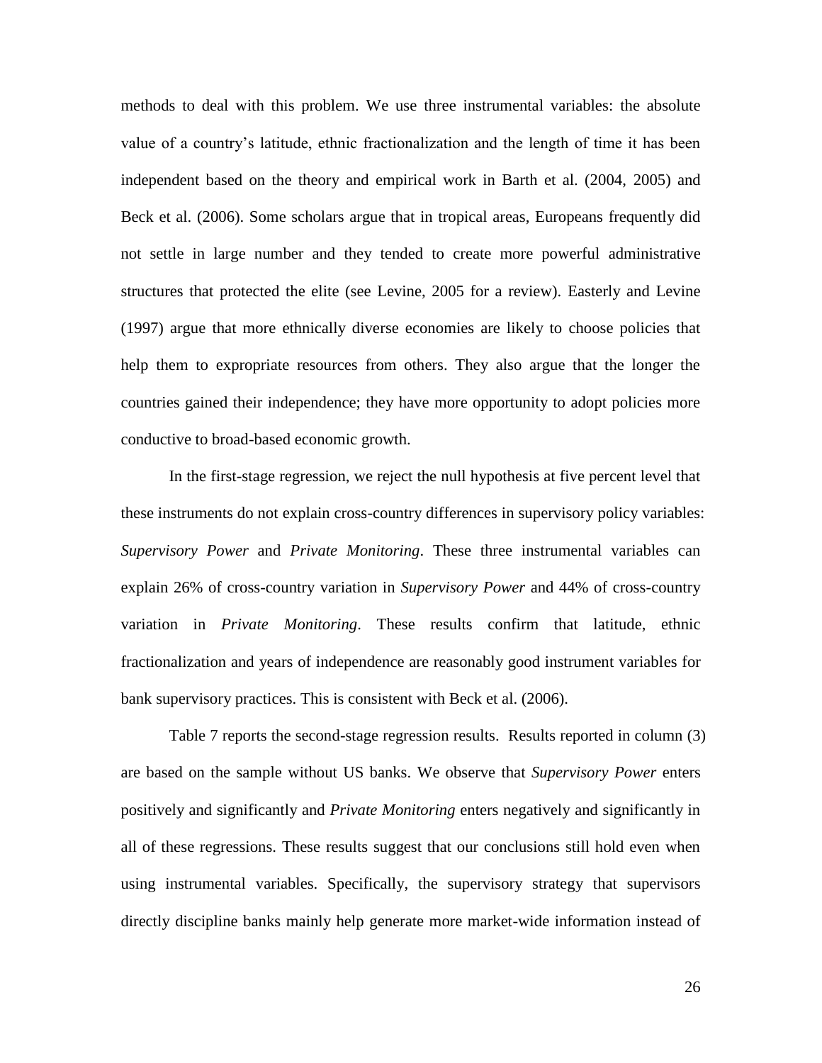methods to deal with this problem. We use three instrumental variables: the absolute value of a country's latitude, ethnic fractionalization and the length of time it has been independent based on the theory and empirical work in Barth et al. (2004, 2005) and Beck et al. (2006). Some scholars argue that in tropical areas, Europeans frequently did not settle in large number and they tended to create more powerful administrative structures that protected the elite (see Levine, 2005 for a review). Easterly and Levine (1997) argue that more ethnically diverse economies are likely to choose policies that help them to expropriate resources from others. They also argue that the longer the countries gained their independence; they have more opportunity to adopt policies more conductive to broad-based economic growth.

In the first-stage regression, we reject the null hypothesis at five percent level that these instruments do not explain cross-country differences in supervisory policy variables: *Supervisory Power* and *Private Monitoring*. These three instrumental variables can explain 26% of cross-country variation in *Supervisory Power* and 44% of cross-country variation in *Private Monitoring*. These results confirm that latitude, ethnic fractionalization and years of independence are reasonably good instrument variables for bank supervisory practices. This is consistent with Beck et al. (2006).

Table 7 reports the second-stage regression results. Results reported in column (3) are based on the sample without US banks. We observe that *Supervisory Power* enters positively and significantly and *Private Monitoring* enters negatively and significantly in all of these regressions. These results suggest that our conclusions still hold even when using instrumental variables. Specifically, the supervisory strategy that supervisors directly discipline banks mainly help generate more market-wide information instead of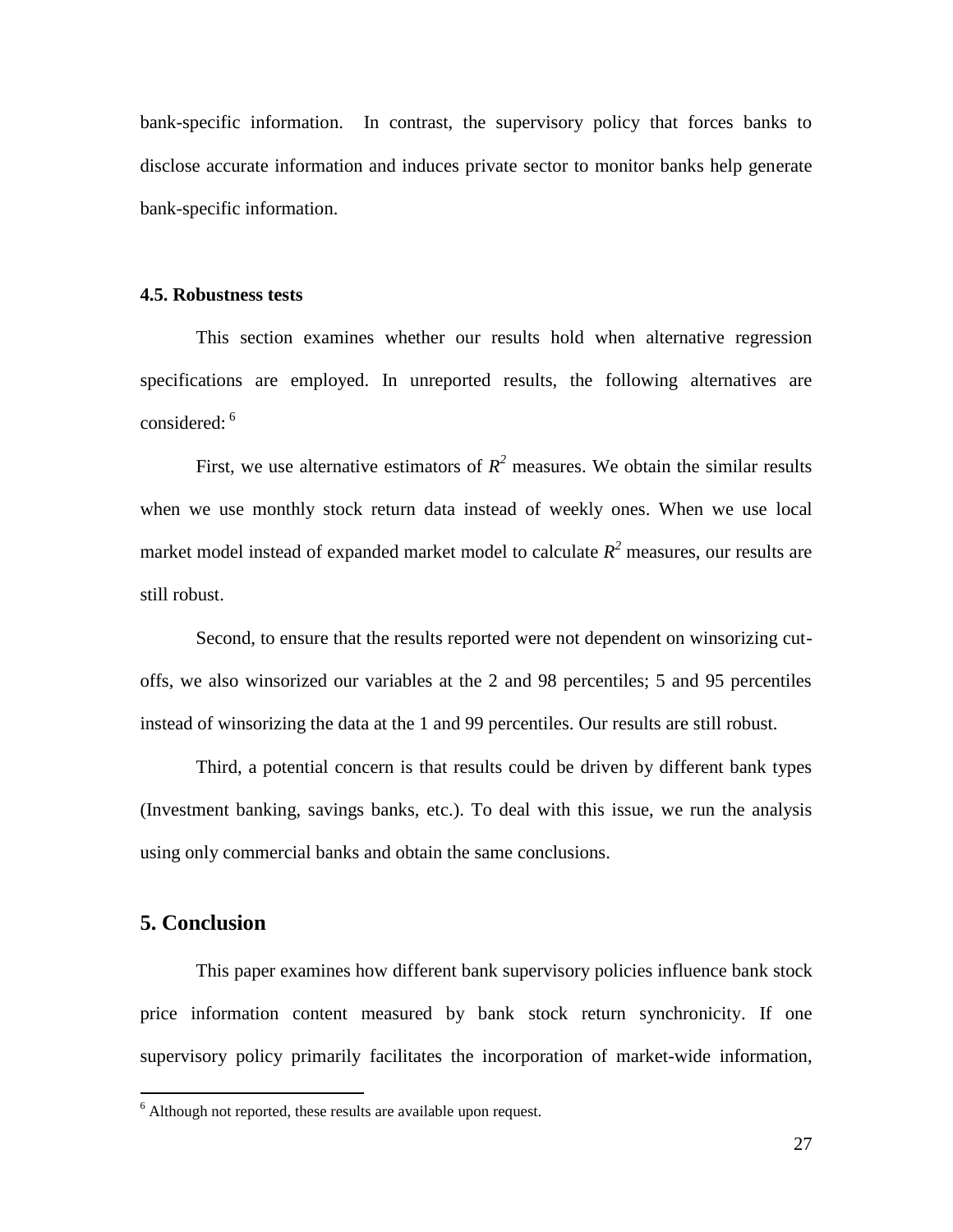bank-specific information. In contrast, the supervisory policy that forces banks to disclose accurate information and induces private sector to monitor banks help generate bank-specific information.

### 4.5. Robustness tests

This section examines whether our results hold when alternative regression specifications are employed. In unreported results, the following alternatives are considered: [6]

First, we use alternative estimators of $R^2$ measures. We obtain the similar results when we use monthly stock return data instead of weekly ones. When we use local market model instead of expanded market model to calculate $R^2$ measures, our results are still robust.

Second, to ensure that the results reported were not dependent on winsorizing cut-offs, we also winsorized our variables at the 2 and 98 percentiles; 5 and 95 percentiles instead of winsorizing the data at the 1 and 99 percentiles. Our results are still robust.

Third, a potential concern is that results could be driven by different bank types (Investment banking, savings banks, etc.). To deal with this issue, we run the analysis using only commercial banks and obtain the same conclusions.

## 5. Conclusion

This paper examines how different bank supervisory policies influence bank stock price information content measured by bank stock return synchronicity. If one supervisory policy primarily facilitates the incorporation of market-wide information,

---

[6] Although not reported, these results are available upon request.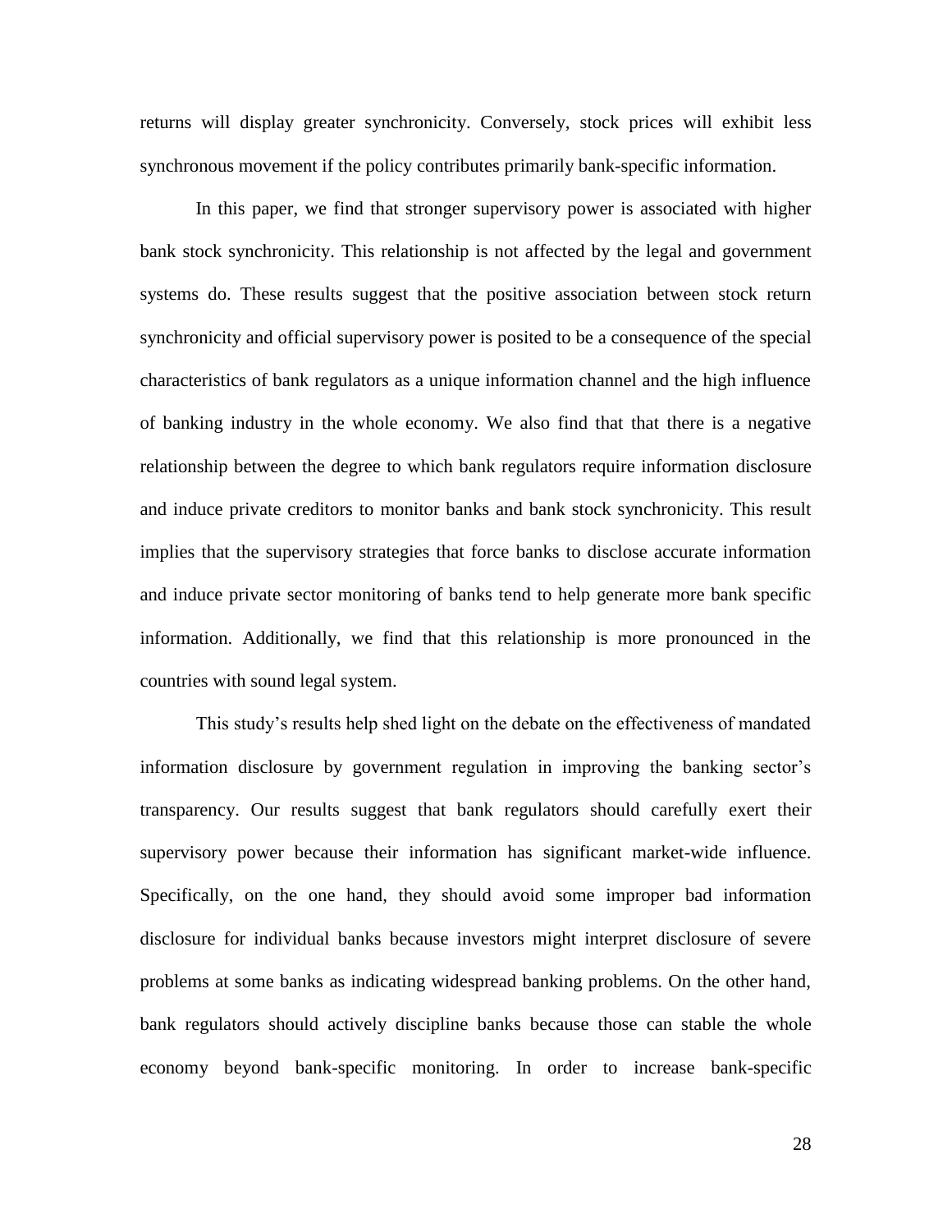returns will display greater synchronicity. Conversely, stock prices will exhibit less synchronous movement if the policy contributes primarily bank-specific information.

In this paper, we find that stronger supervisory power is associated with higher bank stock synchronicity. This relationship is not affected by the legal and government systems do. These results suggest that the positive association between stock return synchronicity and official supervisory power is posited to be a consequence of the special characteristics of bank regulators as a unique information channel and the high influence of banking industry in the whole economy. We also find that that there is a negative relationship between the degree to which bank regulators require information disclosure and induce private creditors to monitor banks and bank stock synchronicity. This result implies that the supervisory strategies that force banks to disclose accurate information and induce private sector monitoring of banks tend to help generate more bank specific information. Additionally, we find that this relationship is more pronounced in the countries with sound legal system.

This study's results help shed light on the debate on the effectiveness of mandated information disclosure by government regulation in improving the banking sector's transparency. Our results suggest that bank regulators should carefully exert their supervisory power because their information has significant market-wide influence. Specifically, on the one hand, they should avoid some improper bad information disclosure for individual banks because investors might interpret disclosure of severe problems at some banks as indicating widespread banking problems. On the other hand, bank regulators should actively discipline banks because those can stable the whole economy beyond bank-specific monitoring. In order to increase bank-specific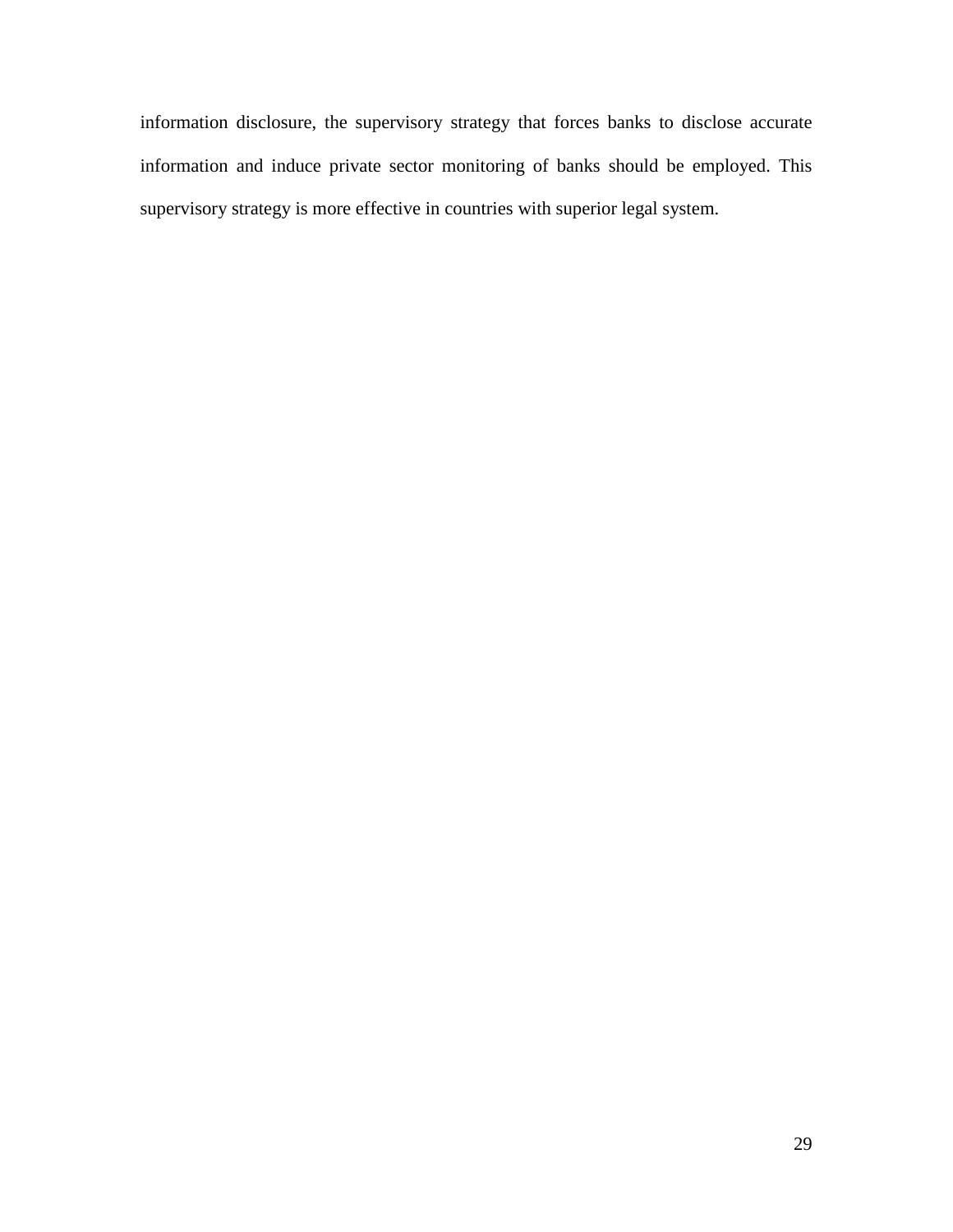information disclosure, the supervisory strategy that forces banks to disclose accurate information and induce private sector monitoring of banks should be employed. This supervisory strategy is more effective in countries with superior legal system.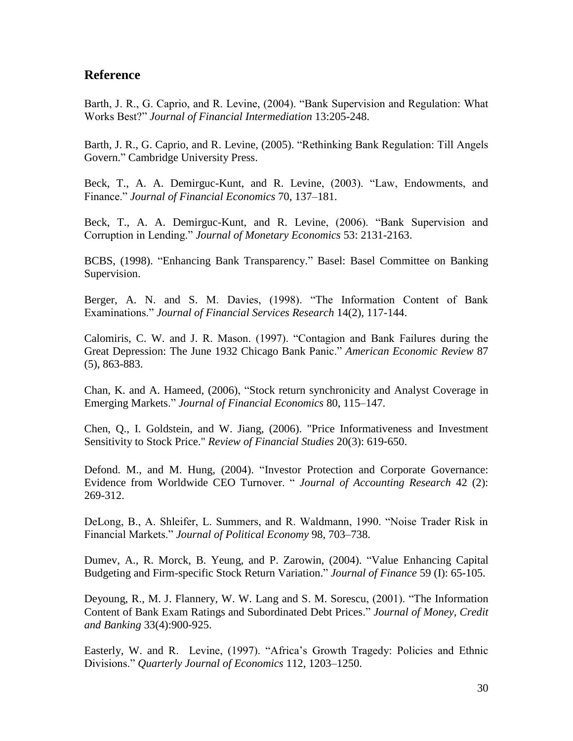## Reference

Barth, J. R., G. Caprio, and R. Levine, (2004). "Bank Supervision and Regulation: What Works Best?" *Journal of Financial Intermediation* 13:205-248.

Barth, J. R., G. Caprio, and R. Levine, (2005). "Rethinking Bank Regulation: Till Angels Govern." Cambridge University Press.

Beck, T., A. A. Demirguc-Kunt, and R. Levine, (2003). "Law, Endowments, and Finance." *Journal of Financial Economics* 70, 137–181.

Beck, T., A. A. Demirguc-Kunt, and R. Levine, (2006). "Bank Supervision and Corruption in Lending." *Journal of Monetary Economics* 53: 2131-2163.

BCBS, (1998). "Enhancing Bank Transparency." Basel: Basel Committee on Banking Supervision.

Berger, A. N. and S. M. Davies, (1998). "The Information Content of Bank Examinations." *Journal of Financial Services Research* 14(2), 117-144.

Calomiris, C. W. and J. R. Mason. (1997). "Contagion and Bank Failures during the Great Depression: The June 1932 Chicago Bank Panic." *American Economic Review* 87 (5), 863-883.

Chan, K. and A. Hameed, (2006), "Stock return synchronicity and Analyst Coverage in Emerging Markets." *Journal of Financial Economics* 80, 115–147.

Chen, Q., I. Goldstein, and W. Jiang, (2006). "Price Informativeness and Investment Sensitivity to Stock Price." *Review of Financial Studies* 20(3): 619-650.

Defond. M., and M. Hung, (2004). "Investor Protection and Corporate Governance: Evidence from Worldwide CEO Turnover. " *Journal of Accounting Research* 42 (2): 269-312.

DeLong, B., A. Shleifer, L. Summers, and R. Waldmann, 1990. "Noise Trader Risk in Financial Markets." *Journal of Political Economy* 98, 703–738.

Dumev, A., R. Morck, B. Yeung, and P. Zarowin, (2004). "Value Enhancing Capital Budgeting and Firm-specific Stock Return Variation." *Journal of Finance* 59 (I): 65-105.

Deyoung, R., M. J. Flannery, W. W. Lang and S. M. Sorescu, (2001). "The Information Content of Bank Exam Ratings and Subordinated Debt Prices." *Journal of Money, Credit and Banking* 33(4):900-925.

Easterly, W. and R. Levine, (1997). "Africa's Growth Tragedy: Policies and Ethnic Divisions." *Quarterly Journal of Economics* 112, 1203–1250.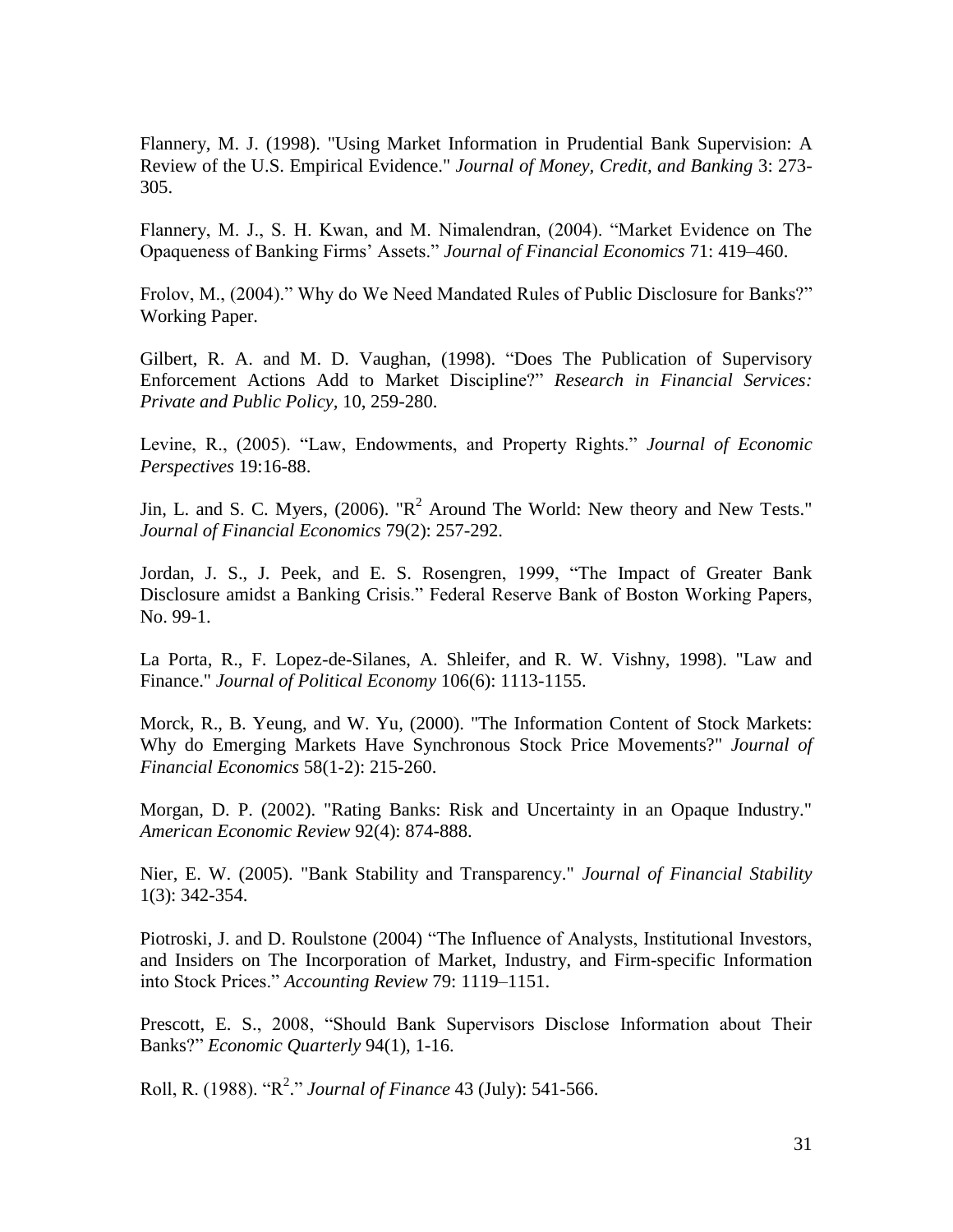Flannery, M. J. (1998). "Using Market Information in Prudential Bank Supervision: A Review of the U.S. Empirical Evidence." *Journal of Money, Credit, and Banking* 3: 273-305.

Flannery, M. J., S. H. Kwan, and M. Nimalendran, (2004). "Market Evidence on The Opaqueness of Banking Firms' Assets." *Journal of Financial Economics* 71: 419–460.

Frolov, M., (2004)." Why do We Need Mandated Rules of Public Disclosure for Banks?" Working Paper.

Gilbert, R. A. and M. D. Vaughan, (1998). "Does The Publication of Supervisory Enforcement Actions Add to Market Discipline?" *Research in Financial Services: Private and Public Policy,* 10, 259-280.

Levine, R., (2005). "Law, Endowments, and Property Rights." *Journal of Economic Perspectives* 19:16-88.

Jin, L. and S. C. Myers, (2006). "$R^2$ Around The World: New theory and New Tests." *Journal of Financial Economics* 79(2): 257-292.

Jordan, J. S., J. Peek, and E. S. Rosengren, 1999, "The Impact of Greater Bank Disclosure amidst a Banking Crisis." Federal Reserve Bank of Boston Working Papers, No. 99-1.

La Porta, R., F. Lopez-de-Silanes, A. Shleifer, and R. W. Vishny, 1998). "Law and Finance." *Journal of Political Economy* 106(6): 1113-1155.

Morck, R., B. Yeung, and W. Yu, (2000). "The Information Content of Stock Markets: Why do Emerging Markets Have Synchronous Stock Price Movements?" *Journal of Financial Economics* 58(1-2): 215-260.

Morgan, D. P. (2002). "Rating Banks: Risk and Uncertainty in an Opaque Industry." *American Economic Review* 92(4): 874-888.

Nier, E. W. (2005). "Bank Stability and Transparency." *Journal of Financial Stability* 1(3): 342-354.

Piotroski, J. and D. Roulstone (2004) "The Influence of Analysts, Institutional Investors, and Insiders on The Incorporation of Market, Industry, and Firm-specific Information into Stock Prices." *Accounting Review* 79: 1119–1151.

Prescott, E. S., 2008, "Should Bank Supervisors Disclose Information about Their Banks?" *Economic Quarterly* 94(1), 1-16.

Roll, R. (1988). "$R^2$." *Journal of Finance* 43 (July): 541-566.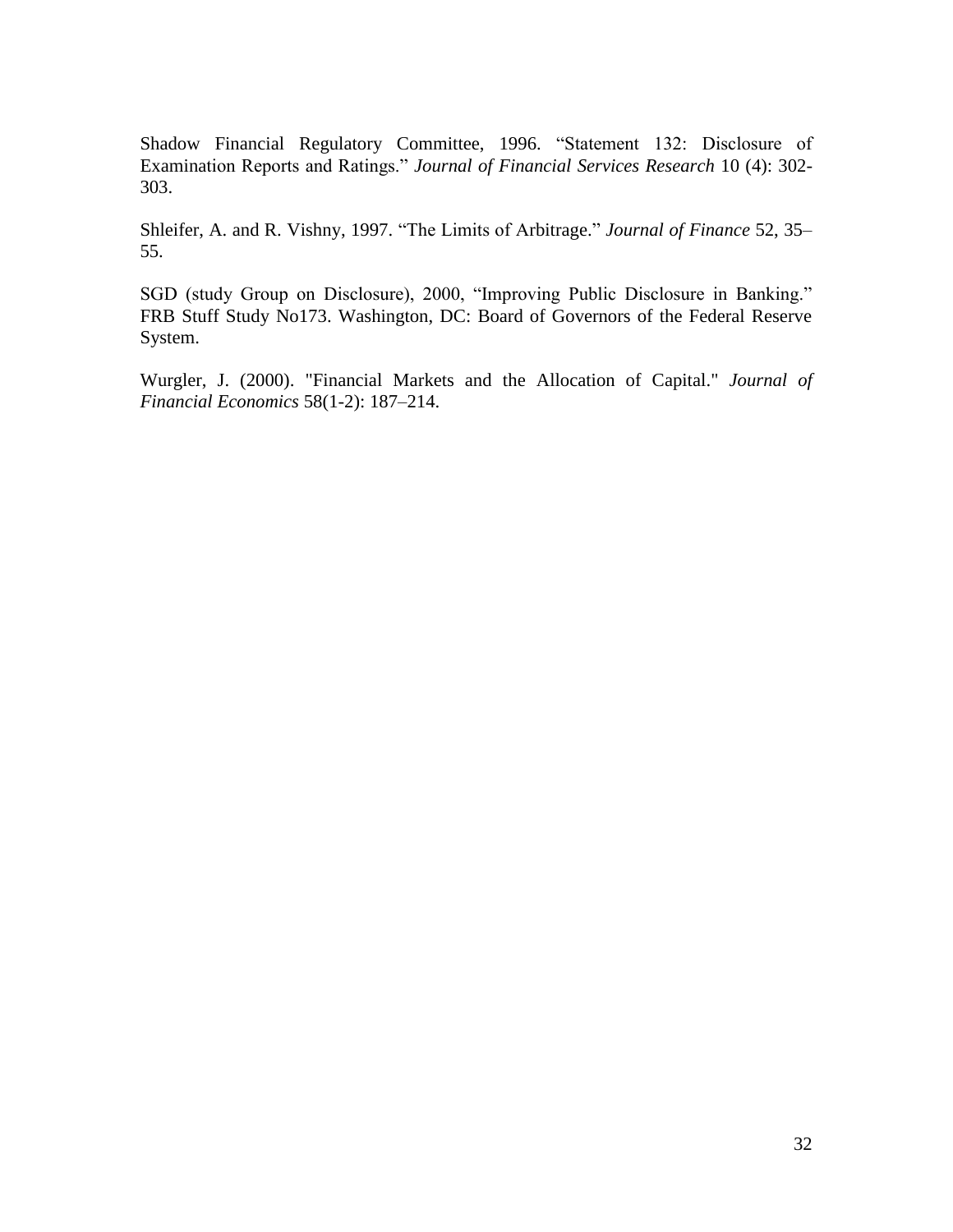Shadow Financial Regulatory Committee, 1996. “Statement 132: Disclosure of Examination Reports and Ratings.” *Journal of Financial Services Research* 10 (4): 302-303.

Shleifer, A. and R. Vishny, 1997. “The Limits of Arbitrage.” *Journal of Finance* 52, 35–55.

SGD (study Group on Disclosure), 2000, “Improving Public Disclosure in Banking.” FRB Stuff Study No173. Washington, DC: Board of Governors of the Federal Reserve System.

Wurgler, J. (2000). "Financial Markets and the Allocation of Capital." *Journal of Financial Economics* 58(1-2): 187–214.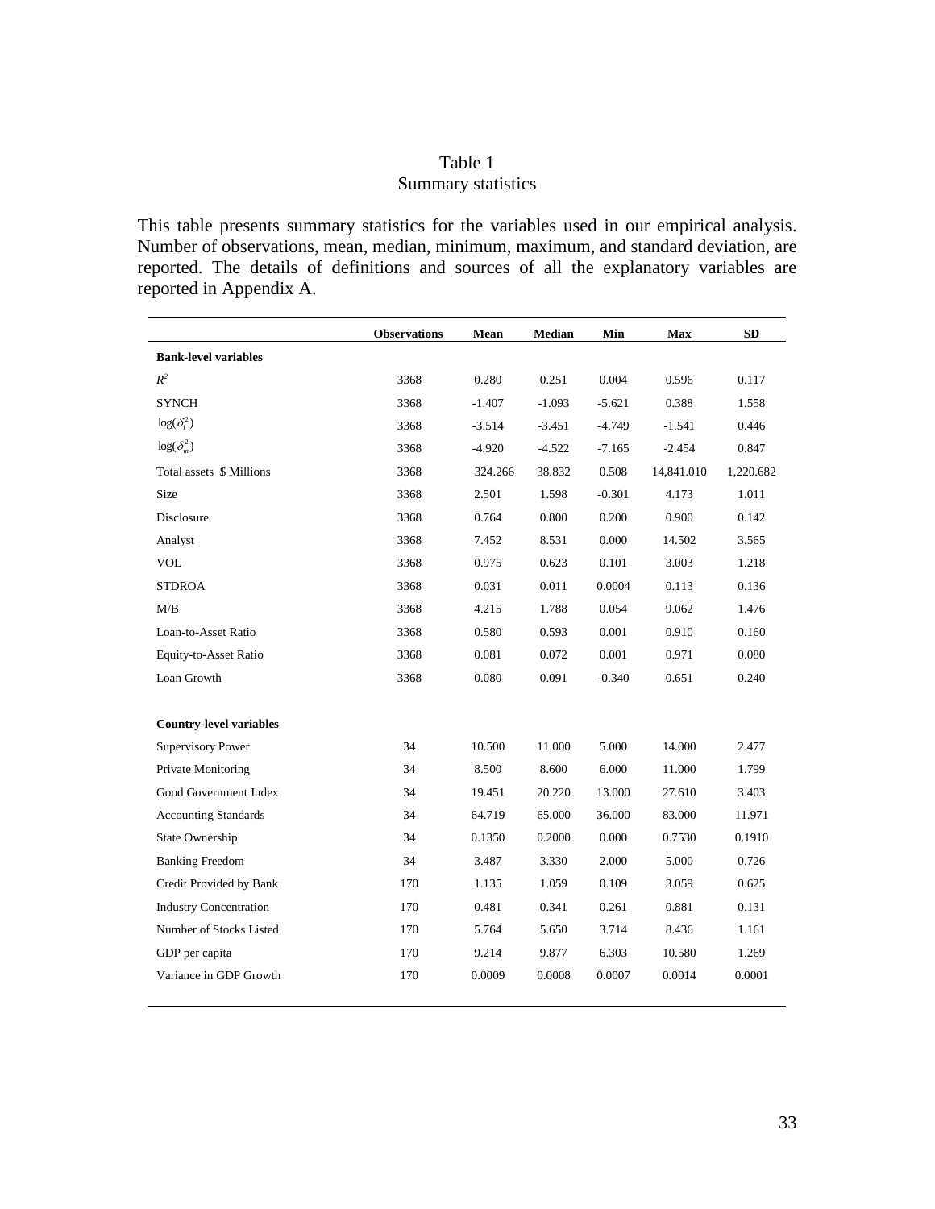Table 1
Summary statistics

This table presents summary statistics for the variables used in our empirical analysis. Number of observations, mean, median, minimum, maximum, and standard deviation, are reported. The details of definitions and sources of all the explanatory variables are reported in Appendix A.

| | **Observations** | **Mean** | **Median** | **Min** | **Max** | **SD** |
|---|---|---|---|---|---|---|
| **Bank-level variables** | | | | | | |
| $R^2$ | 3368 | 0.280 | 0.251 | 0.004 | 0.596 | 0.117 |
| SYNCH | 3368 | -1.407 | -1.093 | -5.621 | 0.388 | 1.558 |
| $\log(\delta_i^2)$ | 3368 | -3.514 | -3.451 | -4.749 | -1.541 | 0.446 |
| $\log(\delta_m^2)$ | 3368 | -4.920 | -4.522 | -7.165 | -2.454 | 0.847 |
| Total assets $ Millions | 3368 | 324.266 | 38.832 | 0.508 | 14,841.010 | 1,220.682 |
| Size | 3368 | 2.501 | 1.598 | -0.301 | 4.173 | 1.011 |
| Disclosure | 3368 | 0.764 | 0.800 | 0.200 | 0.900 | 0.142 |
| Analyst | 3368 | 7.452 | 8.531 | 0.000 | 14.502 | 3.565 |
| VOL | 3368 | 0.975 | 0.623 | 0.101 | 3.003 | 1.218 |
| STDROA | 3368 | 0.031 | 0.011 | 0.0004 | 0.113 | 0.136 |
| M/B | 3368 | 4.215 | 1.788 | 0.054 | 9.062 | 1.476 |
| Loan-to-Asset Ratio | 3368 | 0.580 | 0.593 | 0.001 | 0.910 | 0.160 |
| Equity-to-Asset Ratio | 3368 | 0.081 | 0.072 | 0.001 | 0.971 | 0.080 |
| Loan Growth | 3368 | 0.080 | 0.091 | -0.340 | 0.651 | 0.240 |
| **Country-level variables** | | | | | | |
| Supervisory Power | 34 | 10.500 | 11.000 | 5.000 | 14.000 | 2.477 |
| Private Monitoring | 34 | 8.500 | 8.600 | 6.000 | 11.000 | 1.799 |
| Good Government Index | 34 | 19.451 | 20.220 | 13.000 | 27.610 | 3.403 |
| Accounting Standards | 34 | 64.719 | 65.000 | 36.000 | 83.000 | 11.971 |
| State Ownership | 34 | 0.1350 | 0.2000 | 0.000 | 0.7530 | 0.1910 |
| Banking Freedom | 34 | 3.487 | 3.330 | 2.000 | 5.000 | 0.726 |
| Credit Provided by Bank | 170 | 1.135 | 1.059 | 0.109 | 3.059 | 0.625 |
| Industry Concentration | 170 | 0.481 | 0.341 | 0.261 | 0.881 | 0.131 |
| Number of Stocks Listed | 170 | 5.764 | 5.650 | 3.714 | 8.436 | 1.161 |
| GDP per capita | 170 | 9.214 | 9.877 | 6.303 | 10.580 | 1.269 |
| Variance in GDP Growth | 170 | 0.0009 | 0.0008 | 0.0007 | 0.0014 | 0.0001 |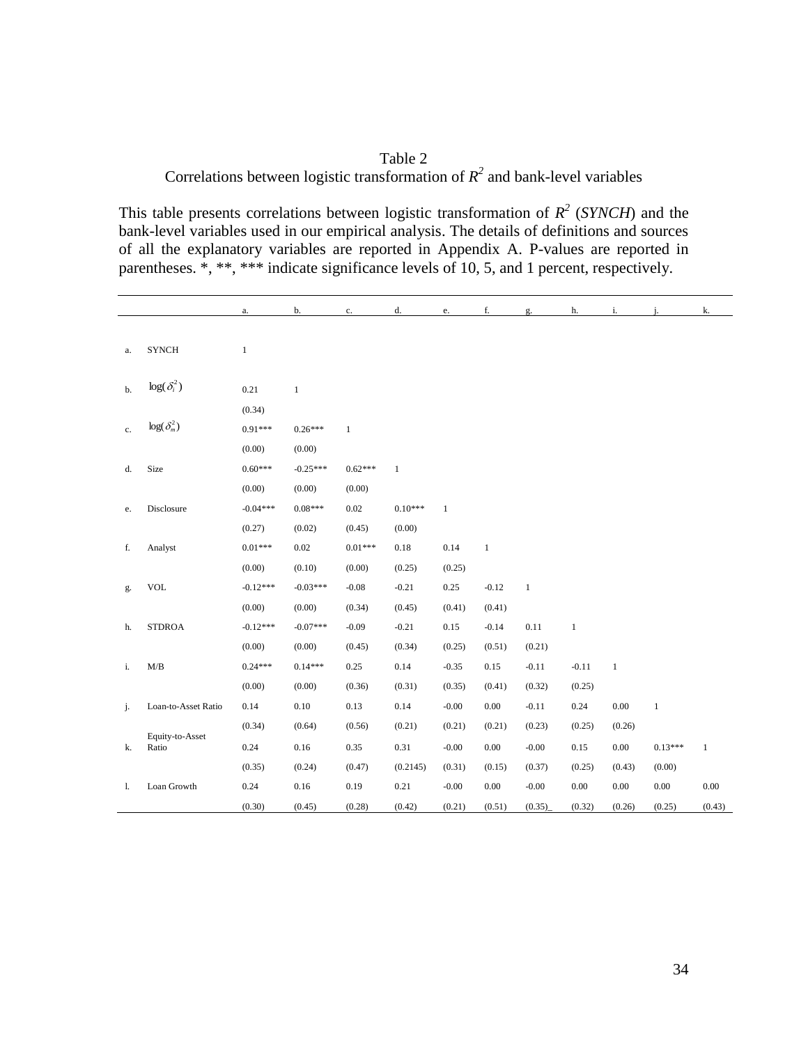# Table 2
## Correlations between logistic transformation of $R^2$ and bank-level variables

This table presents correlations between logistic transformation of $R^2$ (*SYNCH*) and the bank-level variables used in our empirical analysis. The details of definitions and sources of all the explanatory variables are reported in Appendix A. P-values are reported in parentheses. *, **, *** indicate significance levels of 10, 5, and 1 percent, respectively.

| | | a. | b. | c. | d. | e. | f. | g. | h. | i. | j. | k. |
|---|---|---|---|---|---|---|---|---|---|---|---|---|
| a. | SYNCH | 1 | | | | | | | | | | |
| b. | $\log(\delta_i^2)$ | 0.21 | 1 | | | | | | | | | |
| | | (0.34) | | | | | | | | | | |
| c. | $\log(\delta_m^2)$ | 0.91*** | 0.26*** | 1 | | | | | | | | |
| | | (0.00) | (0.00) | | | | | | | | | |
| d. | Size | 0.60*** | -0.25*** | 0.62*** | 1 | | | | | | | |
| | | (0.00) | (0.00) | (0.00) | | | | | | | | |
| e. | Disclosure | -0.04*** | 0.08*** | 0.02 | 0.10*** | 1 | | | | | | |
| | | (0.27) | (0.02) | (0.45) | (0.00) | | | | | | | |
| f. | Analyst | 0.01*** | 0.02 | 0.01*** | 0.18 | 0.14 | 1 | | | | | |
| | | (0.00) | (0.10) | (0.00) | (0.25) | (0.25) | | | | | | |
| g. | VOL | -0.12*** | -0.03*** | -0.08 | -0.21 | 0.25 | -0.12 | 1 | | | | |
| | | (0.00) | (0.00) | (0.34) | (0.45) | (0.41) | (0.41) | | | | | |
| h. | STDROA | -0.12*** | -0.07*** | -0.09 | -0.21 | 0.15 | -0.14 | 0.11 | 1 | | | |
| | | (0.00) | (0.00) | (0.45) | (0.34) | (0.25) | (0.51) | (0.21) | | | | |
| i. | M/B | 0.24*** | 0.14*** | 0.25 | 0.14 | -0.35 | 0.15 | -0.11 | -0.11 | 1 | | |
| | | (0.00) | (0.00) | (0.36) | (0.31) | (0.35) | (0.41) | (0.32) | (0.25) | | | |
| j. | Loan-to-Asset Ratio | 0.14 | 0.10 | 0.13 | 0.14 | -0.00 | 0.00 | -0.11 | 0.24 | 0.00 | 1 | |
| | | (0.34) | (0.64) | (0.56) | (0.21) | (0.21) | (0.21) | (0.23) | (0.25) | (0.26) | | |
| k. | Equity-to-Asset Ratio | 0.24 | 0.16 | 0.35 | 0.31 | -0.00 | 0.00 | -0.00 | 0.15 | 0.00 | 0.13*** | 1 |
| | | (0.35) | (0.24) | (0.47) | (0.2145) | (0.31) | (0.15) | (0.37) | (0.25) | (0.43) | (0.00) | |
| l. | Loan Growth | 0.24 | 0.16 | 0.19 | 0.21 | -0.00 | 0.00 | -0.00 | 0.00 | 0.00 | 0.00 | 0.00 |
| | | (0.30) | (0.45) | (0.28) | (0.42) | (0.21) | (0.51) | (0.35)_ | (0.32) | (0.26) | (0.25) | (0.43) |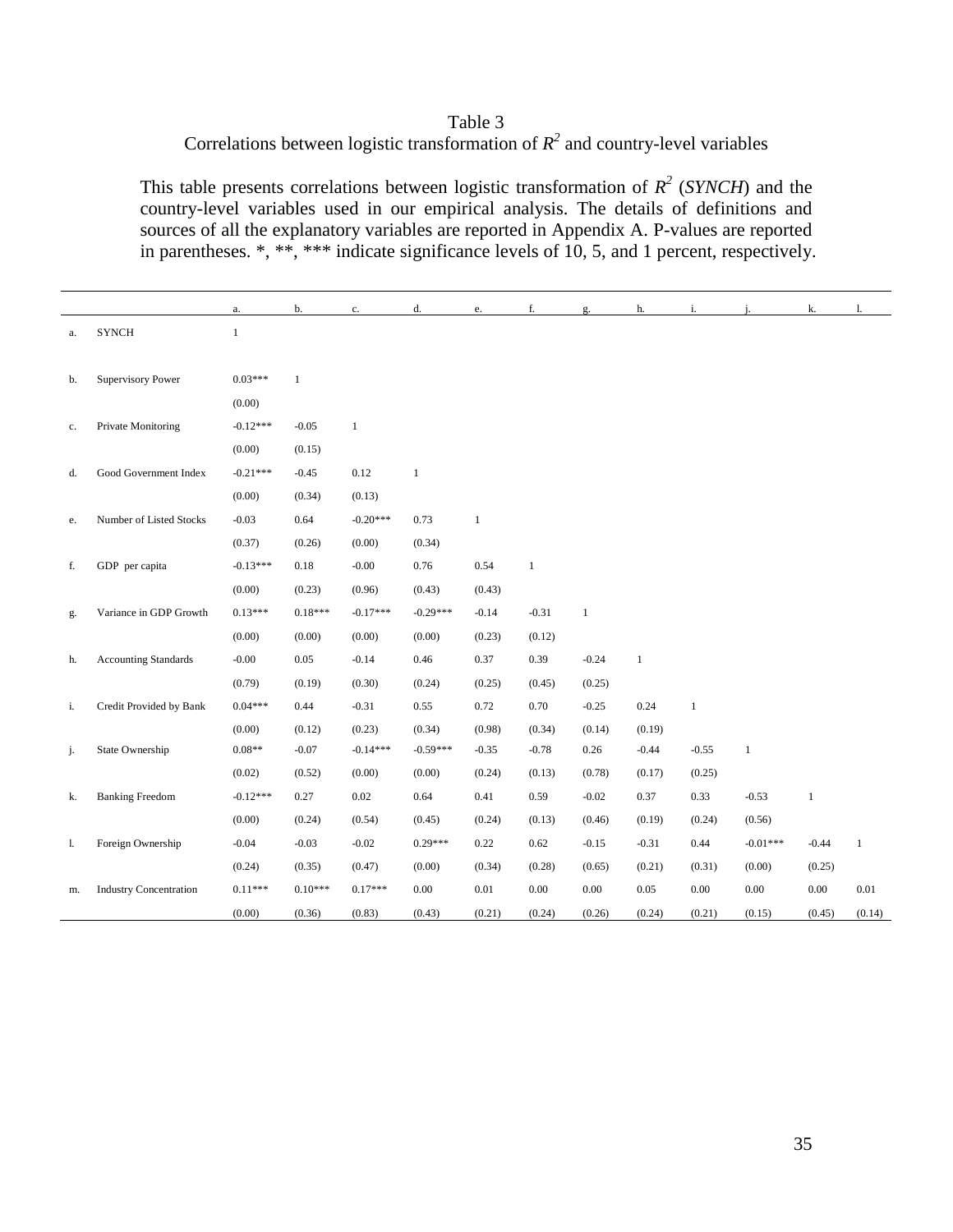Table 3

Correlations between logistic transformation of $R^2$ and country-level variables

This table presents correlations between logistic transformation of $R^2$ (*SYNCH*) and the country-level variables used in our empirical analysis. The details of definitions and sources of all the explanatory variables are reported in Appendix A. P-values are reported in parentheses. *, **, *** indicate significance levels of 10, 5, and 1 percent, respectively.

| | | a. | b. | c. | d. | e. | f. | g. | h. | i. | j. | k. | l. |
|---|---|---|---|---|---|---|---|---|---|---|---|---|---|
| a. | SYNCH | 1 | | | | | | | | | | | |
| b. | Supervisory Power | 0.03*** | 1 | | | | | | | | | | |
| | | (0.00) | | | | | | | | | | | |
| c. | Private Monitoring | -0.12*** | -0.05 | 1 | | | | | | | | | |
| | | (0.00) | (0.15) | | | | | | | | | | |
| d. | Good Government Index | -0.21*** | -0.45 | 0.12 | 1 | | | | | | | | |
| | | (0.00) | (0.34) | (0.13) | | | | | | | | | |
| e. | Number of Listed Stocks | -0.03 | 0.64 | -0.20*** | 0.73 | 1 | | | | | | | |
| | | (0.37) | (0.26) | (0.00) | (0.34) | | | | | | | | |
| f. | GDP per capita | -0.13*** | 0.18 | -0.00 | 0.76 | 0.54 | 1 | | | | | | |
| | | (0.00) | (0.23) | (0.96) | (0.43) | (0.43) | | | | | | | |
| g. | Variance in GDP Growth | 0.13*** | 0.18*** | -0.17*** | -0.29*** | -0.14 | -0.31 | 1 | | | | | |
| | | (0.00) | (0.00) | (0.00) | (0.00) | (0.23) | (0.12) | | | | | | |
| h. | Accounting Standards | -0.00 | 0.05 | -0.14 | 0.46 | 0.37 | 0.39 | -0.24 | 1 | | | | |
| | | (0.79) | (0.19) | (0.30) | (0.24) | (0.25) | (0.45) | (0.25) | | | | | |
| i. | Credit Provided by Bank | 0.04*** | 0.44 | -0.31 | 0.55 | 0.72 | 0.70 | -0.25 | 0.24 | 1 | | | |
| | | (0.00) | (0.12) | (0.23) | (0.34) | (0.98) | (0.34) | (0.14) | (0.19) | | | | |
| j. | State Ownership | 0.08** | -0.07 | -0.14*** | -0.59*** | -0.35 | -0.78 | 0.26 | -0.44 | -0.55 | 1 | | |
| | | (0.02) | (0.52) | (0.00) | (0.00) | (0.24) | (0.13) | (0.78) | (0.17) | (0.25) | | | |
| k. | Banking Freedom | -0.12*** | 0.27 | 0.02 | 0.64 | 0.41 | 0.59 | -0.02 | 0.37 | 0.33 | -0.53 | 1 | |
| | | (0.00) | (0.24) | (0.54) | (0.45) | (0.24) | (0.13) | (0.46) | (0.19) | (0.24) | (0.56) | | |
| l. | Foreign Ownership | -0.04 | -0.03 | -0.02 | 0.29*** | 0.22 | 0.62 | -0.15 | -0.31 | 0.44 | -0.01*** | -0.44 | 1 |
| | | (0.24) | (0.35) | (0.47) | (0.00) | (0.34) | (0.28) | (0.65) | (0.21) | (0.31) | (0.00) | (0.25) | |
| m. | Industry Concentration | 0.11*** | 0.10*** | 0.17*** | 0.00 | 0.01 | 0.00 | 0.00 | 0.05 | 0.00 | 0.00 | 0.00 | 0.01 |
| | | (0.00) | (0.36) | (0.83) | (0.43) | (0.21) | (0.24) | (0.26) | (0.24) | (0.21) | (0.15) | (0.45) | (0.14) |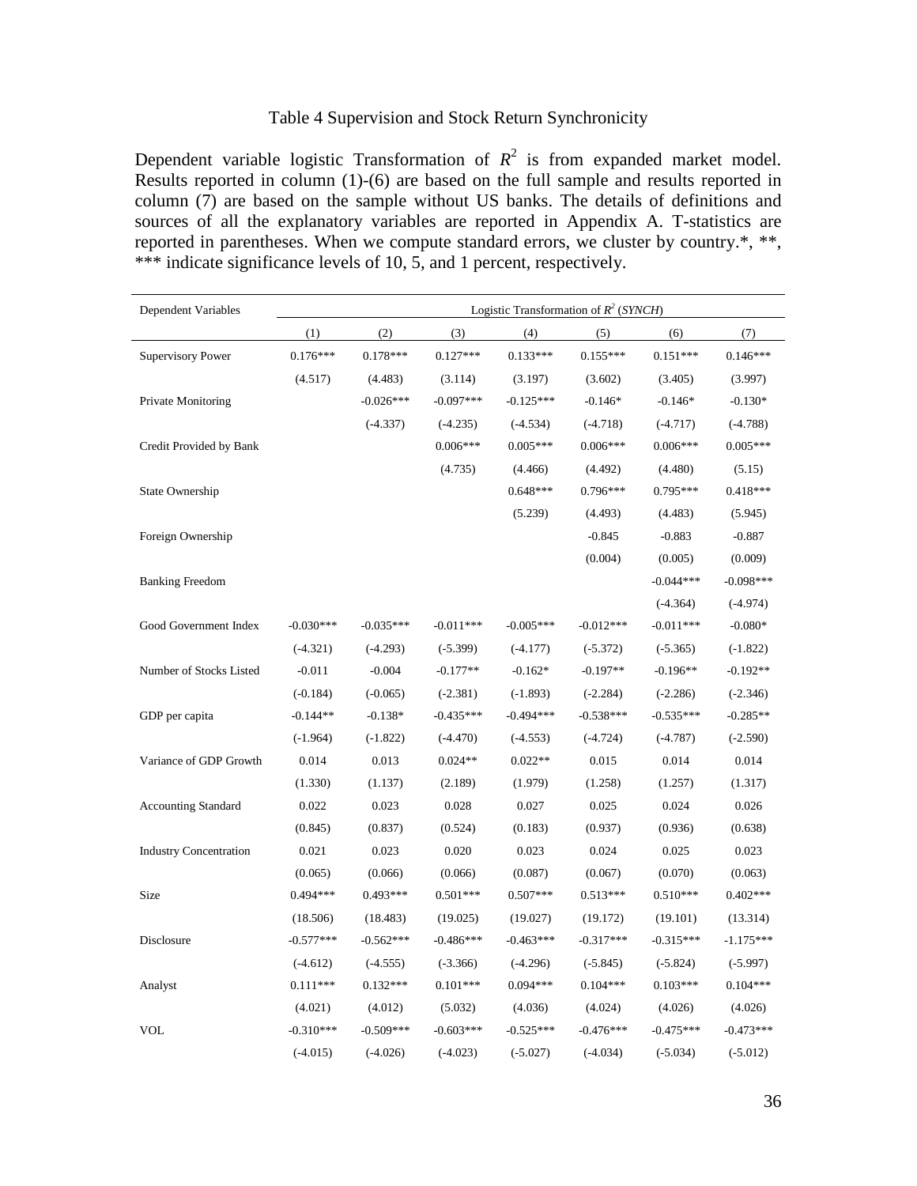Table 4 Supervision and Stock Return Synchronicity

Dependent variable logistic Transformation of $R^2$ is from expanded market model. Results reported in column (1)-(6) are based on the full sample and results reported in column (7) are based on the sample without US banks. The details of definitions and sources of all the explanatory variables are reported in Appendix A. T-statistics are reported in parentheses. When we compute standard errors, we cluster by country.*, **, *** indicate significance levels of 10, 5, and 1 percent, respectively.

| Dependent Variables | Logistic Transformation of $R^2$ (*SYNCH*) | | | | | | |
|---|---|---|---|---|---|---|---|
| | (1) | (2) | (3) | (4) | (5) | (6) | (7) |
| Supervisory Power | 0.176*** | 0.178*** | 0.127*** | 0.133*** | 0.155*** | 0.151*** | 0.146*** |
| | (4.517) | (4.483) | (3.114) | (3.197) | (3.602) | (3.405) | (3.997) |
| Private Monitoring | | -0.026*** | -0.097*** | -0.125*** | -0.146* | -0.146* | -0.130* |
| | | (-4.337) | (-4.235) | (-4.534) | (-4.718) | (-4.717) | (-4.788) |
| Credit Provided by Bank | | | 0.006*** | 0.005*** | 0.006*** | 0.006*** | 0.005*** |
| | | | (4.735) | (4.466) | (4.492) | (4.480) | (5.15) |
| State Ownership | | | | 0.648*** | 0.796*** | 0.795*** | 0.418*** |
| | | | | (5.239) | (4.493) | (4.483) | (5.945) |
| Foreign Ownership | | | | | -0.845 | -0.883 | -0.887 |
| | | | | | (0.004) | (0.005) | (0.009) |
| Banking Freedom | | | | | | -0.044*** | -0.098*** |
| | | | | | | (-4.364) | (-4.974) |
| Good Government Index | -0.030*** | -0.035*** | -0.011*** | -0.005*** | -0.012*** | -0.011*** | -0.080* |
| | (-4.321) | (-4.293) | (-5.399) | (-4.177) | (-5.372) | (-5.365) | (-1.822) |
| Number of Stocks Listed | -0.011 | -0.004 | -0.177** | -0.162* | -0.197** | -0.196** | -0.192** |
| | (-0.184) | (-0.065) | (-2.381) | (-1.893) | (-2.284) | (-2.286) | (-2.346) |
| GDP per capita | -0.144** | -0.138* | -0.435*** | -0.494*** | -0.538*** | -0.535*** | -0.285** |
| | (-1.964) | (-1.822) | (-4.470) | (-4.553) | (-4.724) | (-4.787) | (-2.590) |
| Variance of GDP Growth | 0.014 | 0.013 | 0.024** | 0.022** | 0.015 | 0.014 | 0.014 |
| | (1.330) | (1.137) | (2.189) | (1.979) | (1.258) | (1.257) | (1.317) |
| Accounting Standard | 0.022 | 0.023 | 0.028 | 0.027 | 0.025 | 0.024 | 0.026 |
| | (0.845) | (0.837) | (0.524) | (0.183) | (0.937) | (0.936) | (0.638) |
| Industry Concentration | 0.021 | 0.023 | 0.020 | 0.023 | 0.024 | 0.025 | 0.023 |
| | (0.065) | (0.066) | (0.066) | (0.087) | (0.067) | (0.070) | (0.063) |
| Size | 0.494*** | 0.493*** | 0.501*** | 0.507*** | 0.513*** | 0.510*** | 0.402*** |
| | (18.506) | (18.483) | (19.025) | (19.027) | (19.172) | (19.101) | (13.314) |
| Disclosure | -0.577*** | -0.562*** | -0.486*** | -0.463*** | -0.317*** | -0.315*** | -1.175*** |
| | (-4.612) | (-4.555) | (-3.366) | (-4.296) | (-5.845) | (-5.824) | (-5.997) |
| Analyst | 0.111*** | 0.132*** | 0.101*** | 0.094*** | 0.104*** | 0.103*** | 0.104*** |
| | (4.021) | (4.012) | (5.032) | (4.036) | (4.024) | (4.026) | (4.026) |
| VOL | -0.310*** | -0.509*** | -0.603*** | -0.525*** | -0.476*** | -0.475*** | -0.473*** |
| | (-4.015) | (-4.026) | (-4.023) | (-5.027) | (-4.034) | (-5.034) | (-5.012) |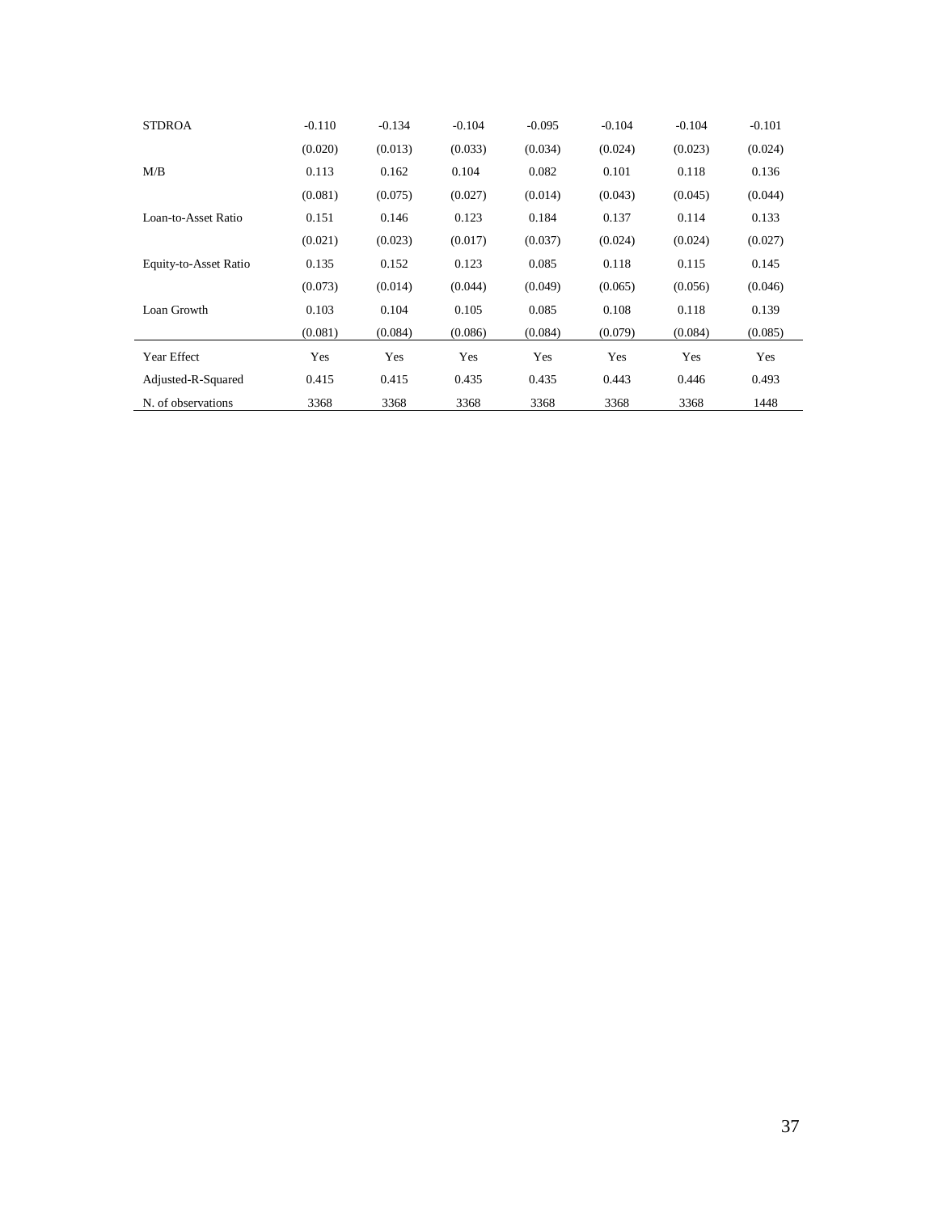| | | | | | | | |
|---|---|---|---|---|---|---|---|
| STDROA | -0.110 | -0.134 | -0.104 | -0.095 | -0.104 | -0.104 | -0.101 |
| | (0.020) | (0.013) | (0.033) | (0.034) | (0.024) | (0.023) | (0.024) |
| M/B | 0.113 | 0.162 | 0.104 | 0.082 | 0.101 | 0.118 | 0.136 |
| | (0.081) | (0.075) | (0.027) | (0.014) | (0.043) | (0.045) | (0.044) |
| Loan-to-Asset Ratio | 0.151 | 0.146 | 0.123 | 0.184 | 0.137 | 0.114 | 0.133 |
| | (0.021) | (0.023) | (0.017) | (0.037) | (0.024) | (0.024) | (0.027) |
| Equity-to-Asset Ratio | 0.135 | 0.152 | 0.123 | 0.085 | 0.118 | 0.115 | 0.145 |
| | (0.073) | (0.014) | (0.044) | (0.049) | (0.065) | (0.056) | (0.046) |
| Loan Growth | 0.103 | 0.104 | 0.105 | 0.085 | 0.108 | 0.118 | 0.139 |
| | (0.081) | (0.084) | (0.086) | (0.084) | (0.079) | (0.084) | (0.085) |
| Year Effect | Yes | Yes | Yes | Yes | Yes | Yes | Yes |
| Adjusted-R-Squared | 0.415 | 0.415 | 0.435 | 0.435 | 0.443 | 0.446 | 0.493 |
| N. of observations | 3368 | 3368 | 3368 | 3368 | 3368 | 3368 | 1448 |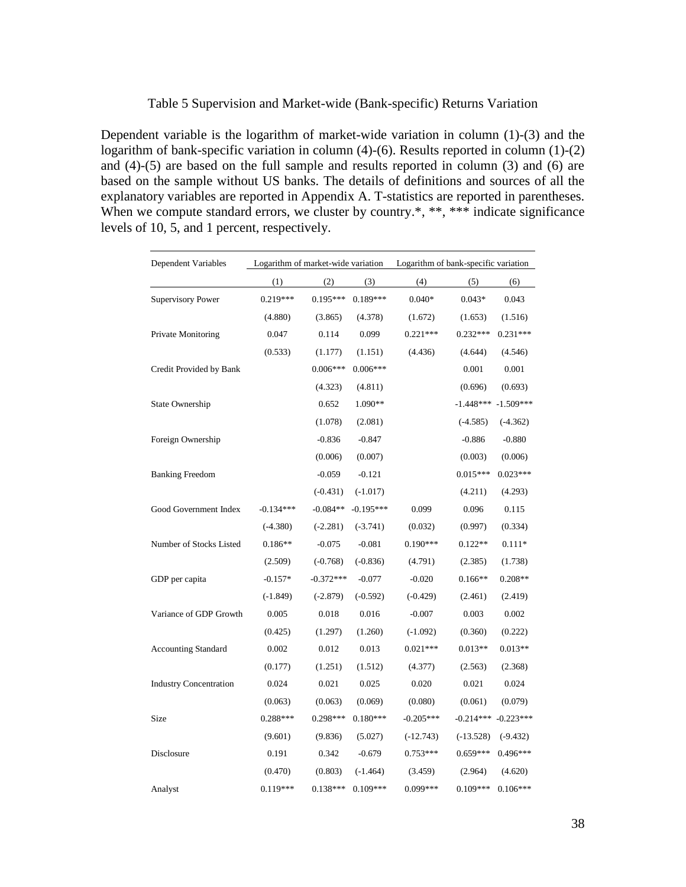Table 5 Supervision and Market-wide (Bank-specific) Returns Variation

Dependent variable is the logarithm of market-wide variation in column (1)-(3) and the logarithm of bank-specific variation in column (4)-(6). Results reported in column (1)-(2) and (4)-(5) are based on the full sample and results reported in column (3) and (6) are based on the sample without US banks. The details of definitions and sources of all the explanatory variables are reported in Appendix A. T-statistics are reported in parentheses. When we compute standard errors, we cluster by country.*, **, *** indicate significance levels of 10, 5, and 1 percent, respectively.

| Dependent Variables | Logarithm of market-wide variation | | | Logarithm of bank-specific variation | | |
|---|---|---|---|---|---|---|
| | (1) | (2) | (3) | (4) | (5) | (6) |
| Supervisory Power | 0.219*** | 0.195*** | 0.189*** | 0.040* | 0.043* | 0.043 |
| | (4.880) | (3.865) | (4.378) | (1.672) | (1.653) | (1.516) |
| Private Monitoring | 0.047 | 0.114 | 0.099 | 0.221*** | 0.232*** | 0.231*** |
| | (0.533) | (1.177) | (1.151) | (4.436) | (4.644) | (4.546) |
| Credit Provided by Bank | | 0.006*** | 0.006*** | | 0.001 | 0.001 |
| | | (4.323) | (4.811) | | (0.696) | (0.693) |
| State Ownership | | 0.652 | 1.090** | | -1.448*** | -1.509*** |
| | | (1.078) | (2.081) | | (-4.585) | (-4.362) |
| Foreign Ownership | | -0.836 | -0.847 | | -0.886 | -0.880 |
| | | (0.006) | (0.007) | | (0.003) | (0.006) |
| Banking Freedom | | -0.059 | -0.121 | | 0.015*** | 0.023*** |
| | | (-0.431) | (-1.017) | | (4.211) | (4.293) |
| Good Government Index | -0.134*** | -0.084** | -0.195*** | 0.099 | 0.096 | 0.115 |
| | (-4.380) | (-2.281) | (-3.741) | (0.032) | (0.997) | (0.334) |
| Number of Stocks Listed | 0.186** | -0.075 | -0.081 | 0.190*** | 0.122** | 0.111* |
| | (2.509) | (-0.768) | (-0.836) | (4.791) | (2.385) | (1.738) |
| GDP per capita | -0.157* | -0.372*** | -0.077 | -0.020 | 0.166** | 0.208** |
| | (-1.849) | (-2.879) | (-0.592) | (-0.429) | (2.461) | (2.419) |
| Variance of GDP Growth | 0.005 | 0.018 | 0.016 | -0.007 | 0.003 | 0.002 |
| | (0.425) | (1.297) | (1.260) | (-1.092) | (0.360) | (0.222) |
| Accounting Standard | 0.002 | 0.012 | 0.013 | 0.021*** | 0.013** | 0.013** |
| | (0.177) | (1.251) | (1.512) | (4.377) | (2.563) | (2.368) |
| Industry Concentration | 0.024 | 0.021 | 0.025 | 0.020 | 0.021 | 0.024 |
| | (0.063) | (0.063) | (0.069) | (0.080) | (0.061) | (0.079) |
| Size | 0.288*** | 0.298*** | 0.180*** | -0.205*** | -0.214*** | -0.223*** |
| | (9.601) | (9.836) | (5.027) | (-12.743) | (-13.528) | (-9.432) |
| Disclosure | 0.191 | 0.342 | -0.679 | 0.753*** | 0.659*** | 0.496*** |
| | (0.470) | (0.803) | (-1.464) | (3.459) | (2.964) | (4.620) |
| Analyst | 0.119*** | 0.138*** | 0.109*** | 0.099*** | 0.109*** | 0.106*** |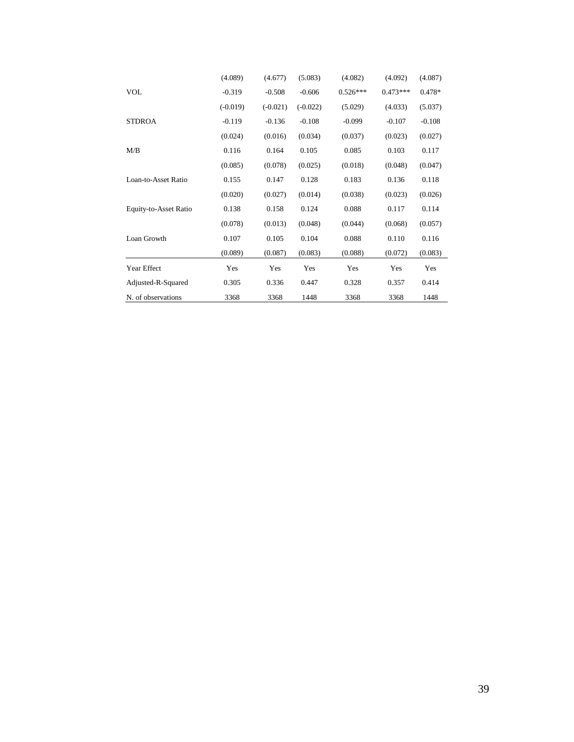| | | | | | | |
|---|---|---|---|---|---|---|
| | (4.089) | (4.677) | (5.083) | (4.082) | (4.092) | (4.087) |
| VOL | -0.319 | -0.508 | -0.606 | 0.526*** | 0.473*** | 0.478* |
| | (-0.019) | (-0.021) | (-0.022) | (5.029) | (4.033) | (5.037) |
| STDROA | -0.119 | -0.136 | -0.108 | -0.099 | -0.107 | -0.108 |
| | (0.024) | (0.016) | (0.034) | (0.037) | (0.023) | (0.027) |
| M/B | 0.116 | 0.164 | 0.105 | 0.085 | 0.103 | 0.117 |
| | (0.085) | (0.078) | (0.025) | (0.018) | (0.048) | (0.047) |
| Loan-to-Asset Ratio | 0.155 | 0.147 | 0.128 | 0.183 | 0.136 | 0.118 |
| | (0.020) | (0.027) | (0.014) | (0.038) | (0.023) | (0.026) |
| Equity-to-Asset Ratio | 0.138 | 0.158 | 0.124 | 0.088 | 0.117 | 0.114 |
| | (0.078) | (0.013) | (0.048) | (0.044) | (0.068) | (0.057) |
| Loan Growth | 0.107 | 0.105 | 0.104 | 0.088 | 0.110 | 0.116 |
| | (0.089) | (0.087) | (0.083) | (0.088) | (0.072) | (0.083) |
| Year Effect | Yes | Yes | Yes | Yes | Yes | Yes |
| Adjusted-R-Squared | 0.305 | 0.336 | 0.447 | 0.328 | 0.357 | 0.414 |
| N. of observations | 3368 | 3368 | 1448 | 3368 | 3368 | 1448 |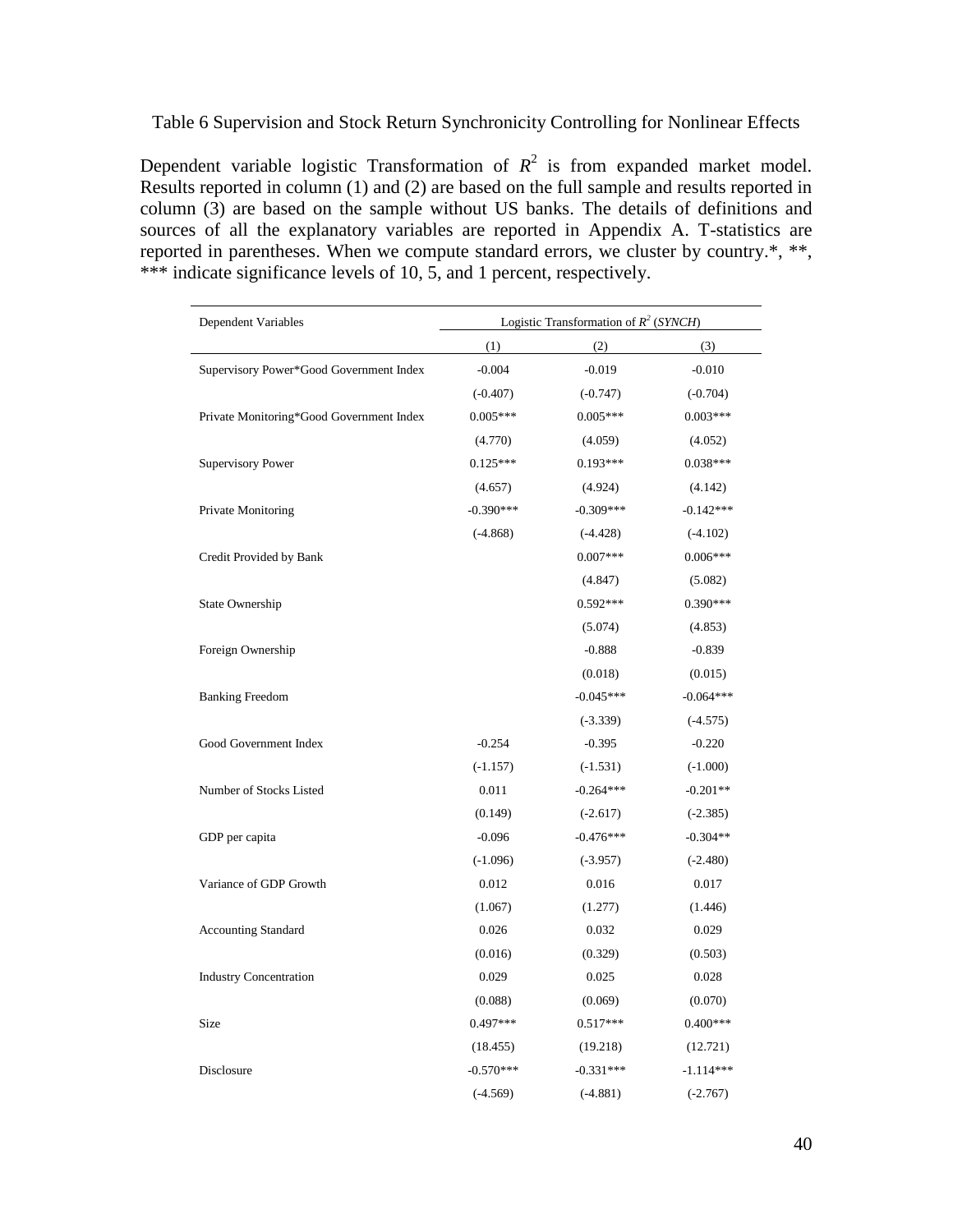Table 6 Supervision and Stock Return Synchronicity Controlling for Nonlinear Effects

Dependent variable logistic Transformation of $R^2$ is from expanded market model. Results reported in column (1) and (2) are based on the full sample and results reported in column (3) are based on the sample without US banks. The details of definitions and sources of all the explanatory variables are reported in Appendix A. T-statistics are reported in parentheses. When we compute standard errors, we cluster by country.*, **, *** indicate significance levels of 10, 5, and 1 percent, respectively.

| Dependent Variables | Logistic Transformation of $R^2$ (*SYNCH*) | | |
|---|---|---|---|
| | (1) | (2) | (3) |
| Supervisory Power*Good Government Index | -0.004 | -0.019 | -0.010 |
| | (-0.407) | (-0.747) | (-0.704) |
| Private Monitoring*Good Government Index | 0.005*** | 0.005*** | 0.003*** |
| | (4.770) | (4.059) | (4.052) |
| Supervisory Power | 0.125*** | 0.193*** | 0.038*** |
| | (4.657) | (4.924) | (4.142) |
| Private Monitoring | -0.390*** | -0.309*** | -0.142*** |
| | (-4.868) | (-4.428) | (-4.102) |
| Credit Provided by Bank | | 0.007*** | 0.006*** |
| | | (4.847) | (5.082) |
| State Ownership | | 0.592*** | 0.390*** |
| | | (5.074) | (4.853) |
| Foreign Ownership | | -0.888 | -0.839 |
| | | (0.018) | (0.015) |
| Banking Freedom | | -0.045*** | -0.064*** |
| | | (-3.339) | (-4.575) |
| Good Government Index | -0.254 | -0.395 | -0.220 |
| | (-1.157) | (-1.531) | (-1.000) |
| Number of Stocks Listed | 0.011 | -0.264*** | -0.201** |
| | (0.149) | (-2.617) | (-2.385) |
| GDP per capita | -0.096 | -0.476*** | -0.304** |
| | (-1.096) | (-3.957) | (-2.480) |
| Variance of GDP Growth | 0.012 | 0.016 | 0.017 |
| | (1.067) | (1.277) | (1.446) |
| Accounting Standard | 0.026 | 0.032 | 0.029 |
| | (0.016) | (0.329) | (0.503) |
| Industry Concentration | 0.029 | 0.025 | 0.028 |
| | (0.088) | (0.069) | (0.070) |
| Size | 0.497*** | 0.517*** | 0.400*** |
| | (18.455) | (19.218) | (12.721) |
| Disclosure | -0.570*** | -0.331*** | -1.114*** |
| | (-4.569) | (-4.881) | (-2.767) |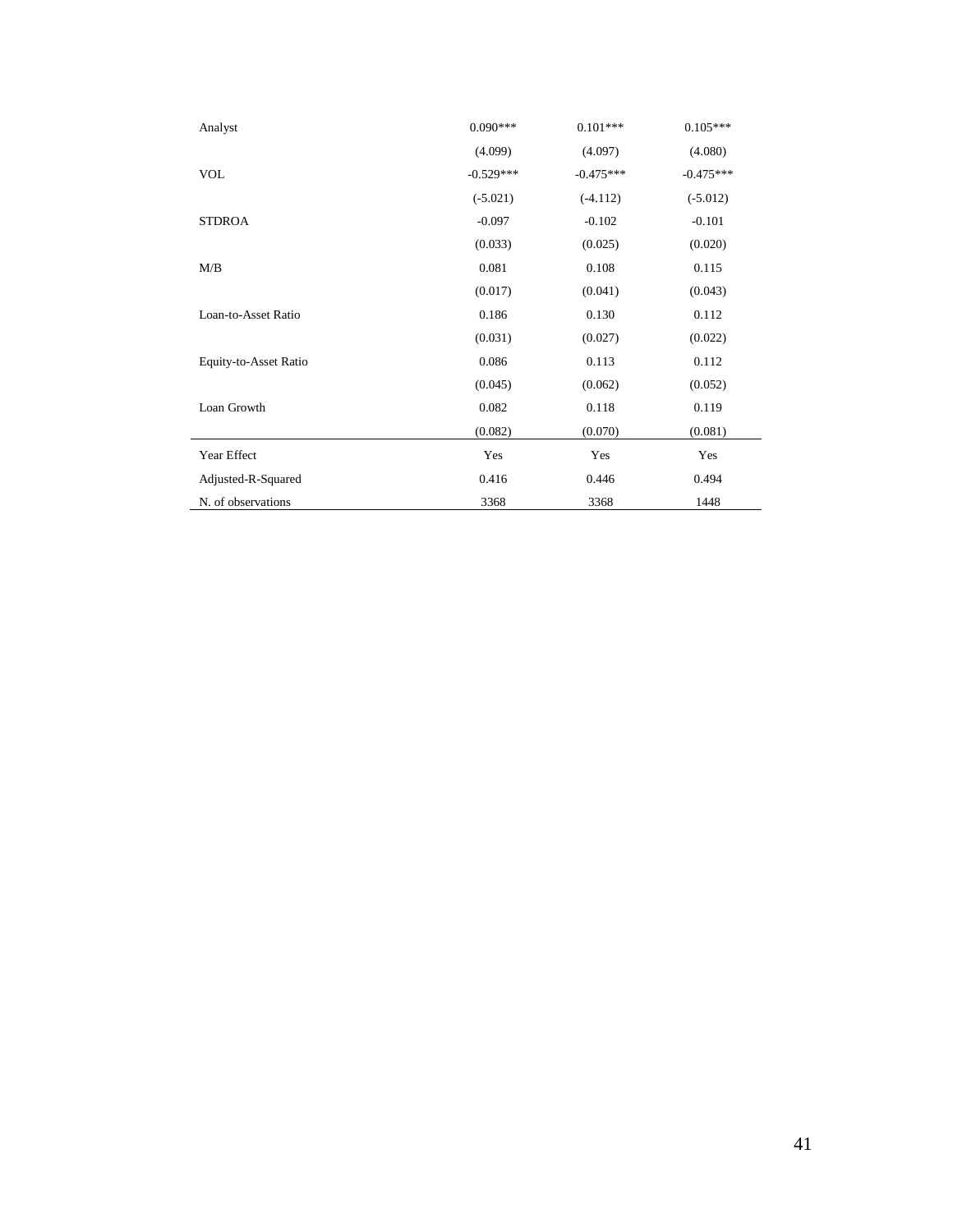| | | | |
|---|---|---|---|
| Analyst | 0.090*** | 0.101*** | 0.105*** |
| | (4.099) | (4.097) | (4.080) |
| VOL | -0.529*** | -0.475*** | -0.475*** |
| | (-5.021) | (-4.112) | (-5.012) |
| STDROA | -0.097 | -0.102 | -0.101 |
| | (0.033) | (0.025) | (0.020) |
| M/B | 0.081 | 0.108 | 0.115 |
| | (0.017) | (0.041) | (0.043) |
| Loan-to-Asset Ratio | 0.186 | 0.130 | 0.112 |
| | (0.031) | (0.027) | (0.022) |
| Equity-to-Asset Ratio | 0.086 | 0.113 | 0.112 |
| | (0.045) | (0.062) | (0.052) |
| Loan Growth | 0.082 | 0.118 | 0.119 |
| | (0.082) | (0.070) | (0.081) |
| Year Effect | Yes | Yes | Yes |
| Adjusted-R-Squared | 0.416 | 0.446 | 0.494 |
| N. of observations | 3368 | 3368 | 1448 |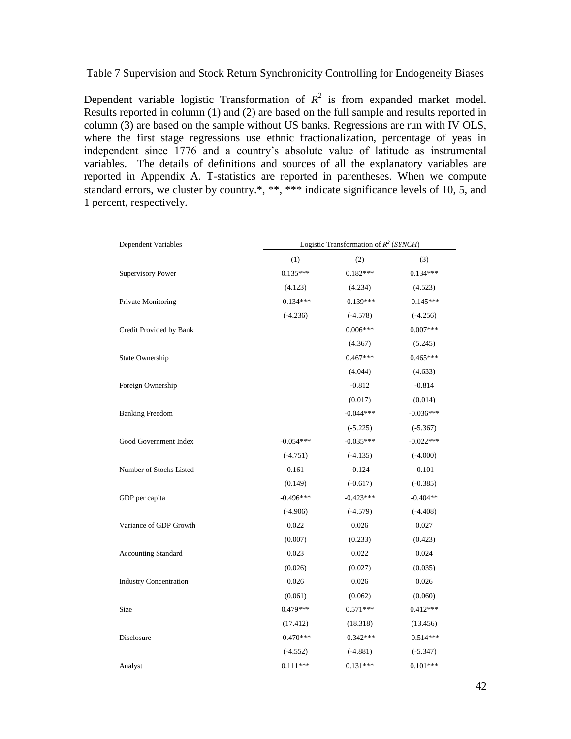Table 7 Supervision and Stock Return Synchronicity Controlling for Endogeneity Biases

Dependent variable logistic Transformation of $R^2$ is from expanded market model. Results reported in column (1) and (2) are based on the full sample and results reported in column (3) are based on the sample without US banks. Regressions are run with IV OLS, where the first stage regressions use ethnic fractionalization, percentage of yeas in independent since 1776 and a country's absolute value of latitude as instrumental variables. The details of definitions and sources of all the explanatory variables are reported in Appendix A. T-statistics are reported in parentheses. When we compute standard errors, we cluster by country.*, **, *** indicate significance levels of 10, 5, and 1 percent, respectively.

| Dependent Variables | Logistic Transformation of $R^2$ (*SYNCH*) | | |
|---|---|---|---|
| | (1) | (2) | (3) |
| Supervisory Power | 0.135*** | 0.182*** | 0.134*** |
| | (4.123) | (4.234) | (4.523) |
| Private Monitoring | -0.134*** | -0.139*** | -0.145*** |
| | (-4.236) | (-4.578) | (-4.256) |
| Credit Provided by Bank | | 0.006*** | 0.007*** |
| | | (4.367) | (5.245) |
| State Ownership | | 0.467*** | 0.465*** |
| | | (4.044) | (4.633) |
| Foreign Ownership | | -0.812 | -0.814 |
| | | (0.017) | (0.014) |
| Banking Freedom | | -0.044*** | -0.036*** |
| | | (-5.225) | (-5.367) |
| Good Government Index | -0.054*** | -0.035*** | -0.022*** |
| | (-4.751) | (-4.135) | (-4.000) |
| Number of Stocks Listed | 0.161 | -0.124 | -0.101 |
| | (0.149) | (-0.617) | (-0.385) |
| GDP per capita | -0.496*** | -0.423*** | -0.404** |
| | (-4.906) | (-4.579) | (-4.408) |
| Variance of GDP Growth | 0.022 | 0.026 | 0.027 |
| | (0.007) | (0.233) | (0.423) |
| Accounting Standard | 0.023 | 0.022 | 0.024 |
| | (0.026) | (0.027) | (0.035) |
| Industry Concentration | 0.026 | 0.026 | 0.026 |
| | (0.061) | (0.062) | (0.060) |
| Size | 0.479*** | 0.571*** | 0.412*** |
| | (17.412) | (18.318) | (13.456) |
| Disclosure | -0.470*** | -0.342*** | -0.514*** |
| | (-4.552) | (-4.881) | (-5.347) |
| Analyst | 0.111*** | 0.131*** | 0.101*** |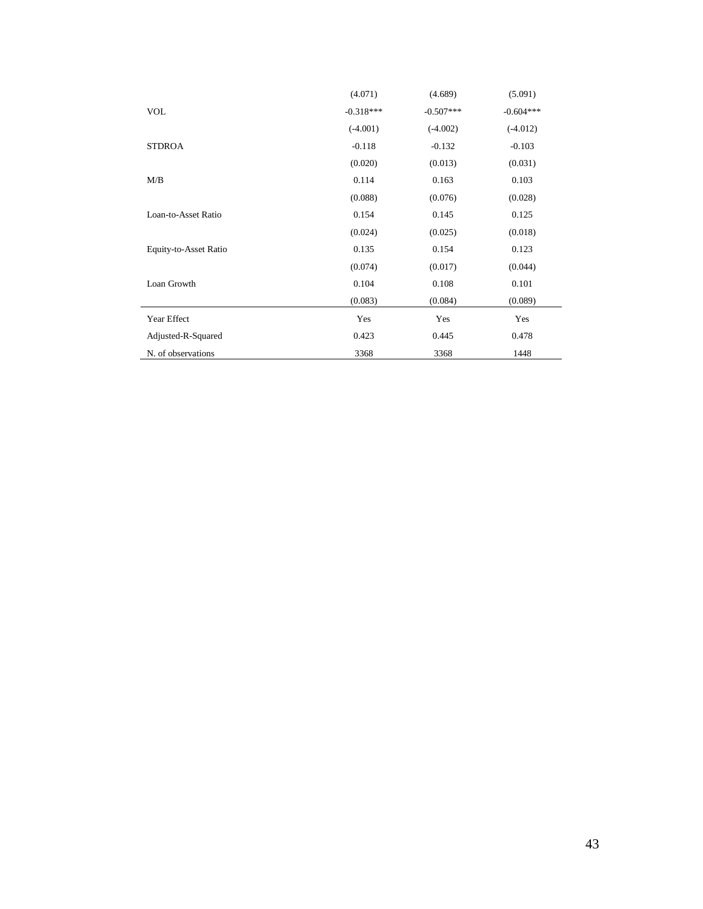| | | | |
|---|---|---|---|
| | (4.071) | (4.689) | (5.091) |
| VOL | -0.318*** | -0.507*** | -0.604*** |
| | (-4.001) | (-4.002) | (-4.012) |
| STDROA | -0.118 | -0.132 | -0.103 |
| | (0.020) | (0.013) | (0.031) |
| M/B | 0.114 | 0.163 | 0.103 |
| | (0.088) | (0.076) | (0.028) |
| Loan-to-Asset Ratio | 0.154 | 0.145 | 0.125 |
| | (0.024) | (0.025) | (0.018) |
| Equity-to-Asset Ratio | 0.135 | 0.154 | 0.123 |
| | (0.074) | (0.017) | (0.044) |
| Loan Growth | 0.104 | 0.108 | 0.101 |
| | (0.083) | (0.084) | (0.089) |
| Year Effect | Yes | Yes | Yes |
| Adjusted-R-Squared | 0.423 | 0.445 | 0.478 |
| N. of observations | 3368 | 3368 | 1448 |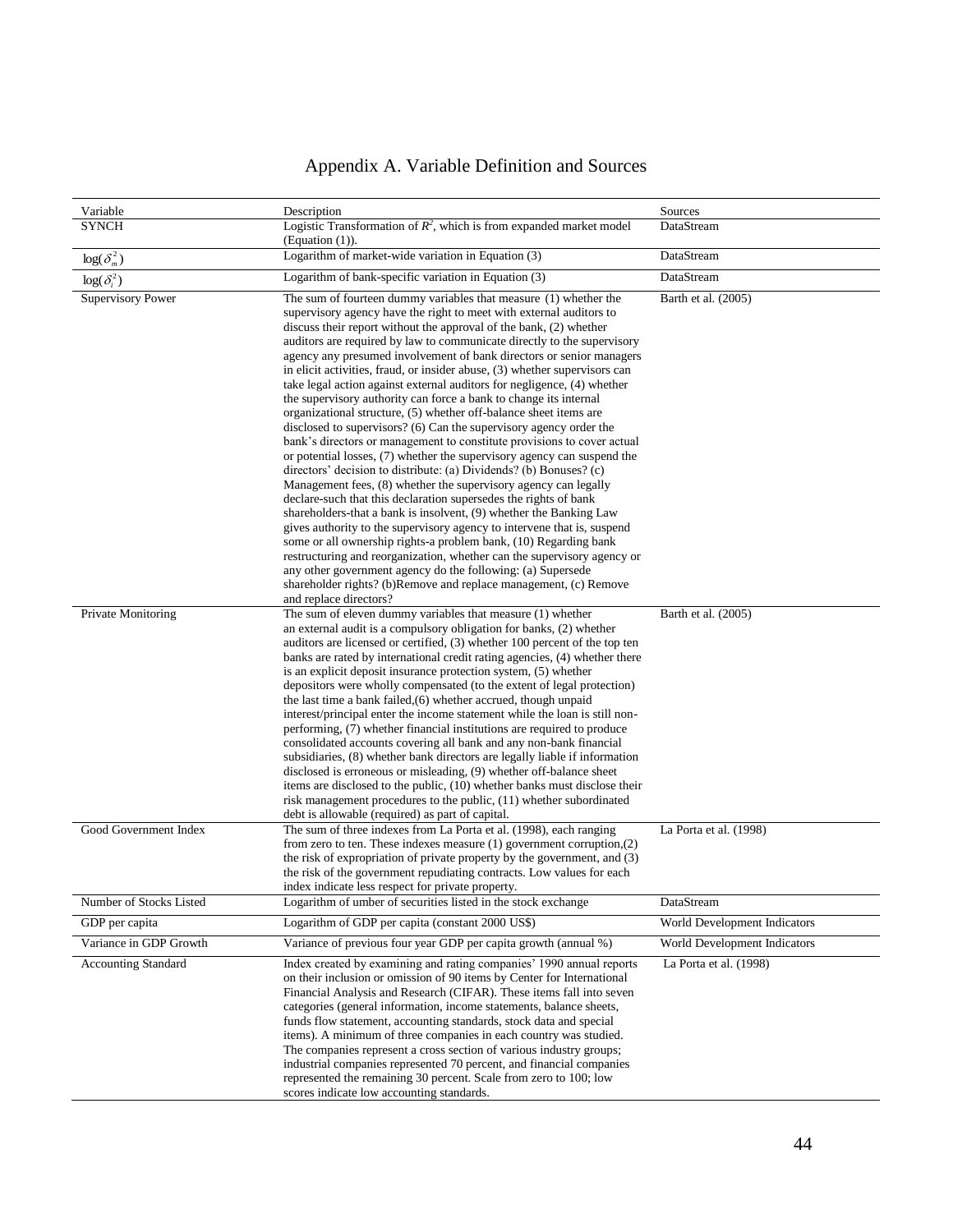# Appendix A. Variable Definition and Sources

| Variable | Description | Sources |
|---|---|---|
| SYNCH | Logistic Transformation of $R^2$, which is from expanded market model (Equation (1)). | DataStream |
| $\log(\delta_m^2)$ | Logarithm of market-wide variation in Equation (3) | DataStream |
| $\log(\delta_i^2)$ | Logarithm of bank-specific variation in Equation (3) | DataStream |
| Supervisory Power | The sum of fourteen dummy variables that measure (1) whether the supervisory agency have the right to meet with external auditors to discuss their report without the approval of the bank, (2) whether auditors are required by law to communicate directly to the supervisory agency any presumed involvement of bank directors or senior managers in elicit activities, fraud, or insider abuse, (3) whether supervisors can take legal action against external auditors for negligence, (4) whether the supervisory authority can force a bank to change its internal organizational structure, (5) whether off-balance sheet items are disclosed to supervisors? (6) Can the supervisory agency order the bank's directors or management to constitute provisions to cover actual or potential losses, (7) whether the supervisory agency can suspend the directors' decision to distribute: (a) Dividends? (b) Bonuses? (c) Management fees, (8) whether the supervisory agency can legally declare-such that this declaration supersedes the rights of bank shareholders-that a bank is insolvent, (9) whether the Banking Law gives authority to the supervisory agency to intervene that is, suspend some or all ownership rights-a problem bank, (10) Regarding bank restructuring and reorganization, whether can the supervisory agency or any other government agency do the following: (a) Supersede shareholder rights? (b)Remove and replace management, (c) Remove and replace directors? | Barth et al. (2005) |
| Private Monitoring | The sum of eleven dummy variables that measure (1) whether an external audit is a compulsory obligation for banks, (2) whether auditors are licensed or certified, (3) whether 100 percent of the top ten banks are rated by international credit rating agencies, (4) whether there is an explicit deposit insurance protection system, (5) whether depositors were wholly compensated (to the extent of legal protection) the last time a bank failed,(6) whether accrued, though unpaid interest/principal enter the income statement while the loan is still non-performing, (7) whether financial institutions are required to produce consolidated accounts covering all bank and any non-bank financial subsidiaries, (8) whether bank directors are legally liable if information disclosed is erroneous or misleading, (9) whether off-balance sheet items are disclosed to the public, (10) whether banks must disclose their risk management procedures to the public, (11) whether subordinated debt is allowable (required) as part of capital. | Barth et al. (2005) |
| Good Government Index | The sum of three indexes from La Porta et al. (1998), each ranging from zero to ten. These indexes measure (1) government corruption,(2) the risk of expropriation of private property by the government, and (3) the risk of the government repudiating contracts. Low values for each index indicate less respect for private property. | La Porta et al. (1998) |
| Number of Stocks Listed | Logarithm of umber of securities listed in the stock exchange | DataStream |
| GDP per capita | Logarithm of GDP per capita (constant 2000 US$) | World Development Indicators |
| Variance in GDP Growth | Variance of previous four year GDP per capita growth (annual %) | World Development Indicators |
| Accounting Standard | Index created by examining and rating companies' 1990 annual reports on their inclusion or omission of 90 items by Center for International Financial Analysis and Research (CIFAR). These items fall into seven categories (general information, income statements, balance sheets, funds flow statement, accounting standards, stock data and special items). A minimum of three companies in each country was studied. The companies represent a cross section of various industry groups; industrial companies represented 70 percent, and financial companies represented the remaining 30 percent. Scale from zero to 100; low scores indicate low accounting standards. | La Porta et al. (1998) |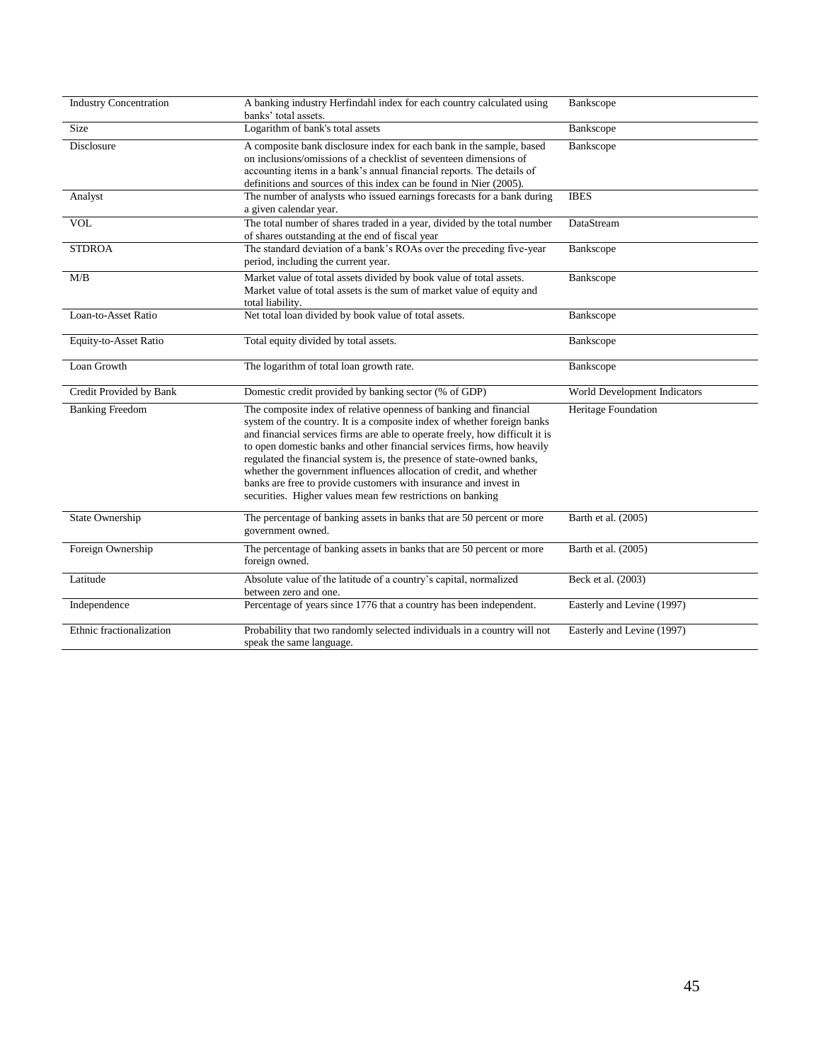| | | |
|---|---|---|
| Industry Concentration | A banking industry Herfindahl index for each country calculated using banks' total assets. | Bankscope |
| Size | Logarithm of bank's total assets | Bankscope |
| Disclosure | A composite bank disclosure index for each bank in the sample, based on inclusions/omissions of a checklist of seventeen dimensions of accounting items in a bank's annual financial reports. The details of definitions and sources of this index can be found in Nier (2005). | Bankscope |
| Analyst | The number of analysts who issued earnings forecasts for a bank during a given calendar year. | IBES |
| VOL | The total number of shares traded in a year, divided by the total number of shares outstanding at the end of fiscal year | DataStream |
| STDROA | The standard deviation of a bank's ROAs over the preceding five-year period, including the current year. | Bankscope |
| M/B | Market value of total assets divided by book value of total assets. Market value of total assets is the sum of market value of equity and total liability. | Bankscope |
| Loan-to-Asset Ratio | Net total loan divided by book value of total assets. | Bankscope |
| Equity-to-Asset Ratio | Total equity divided by total assets. | Bankscope |
| Loan Growth | The logarithm of total loan growth rate. | Bankscope |
| Credit Provided by Bank | Domestic credit provided by banking sector (% of GDP) | World Development Indicators |
| Banking Freedom | The composite index of relative openness of banking and financial system of the country. It is a composite index of whether foreign banks and financial services firms are able to operate freely, how difficult it is to open domestic banks and other financial services firms, how heavily regulated the financial system is, the presence of state-owned banks, whether the government influences allocation of credit, and whether banks are free to provide customers with insurance and invest in securities. Higher values mean few restrictions on banking | Heritage Foundation |
| State Ownership | The percentage of banking assets in banks that are 50 percent or more government owned. | Barth et al. (2005) |
| Foreign Ownership | The percentage of banking assets in banks that are 50 percent or more foreign owned. | Barth et al. (2005) |
| Latitude | Absolute value of the latitude of a country's capital, normalized between zero and one. | Beck et al. (2003) |
| Independence | Percentage of years since 1776 that a country has been independent. | Easterly and Levine (1997) |
| Ethnic fractionalization | Probability that two randomly selected individuals in a country will not speak the same language. | Easterly and Levine (1997) |